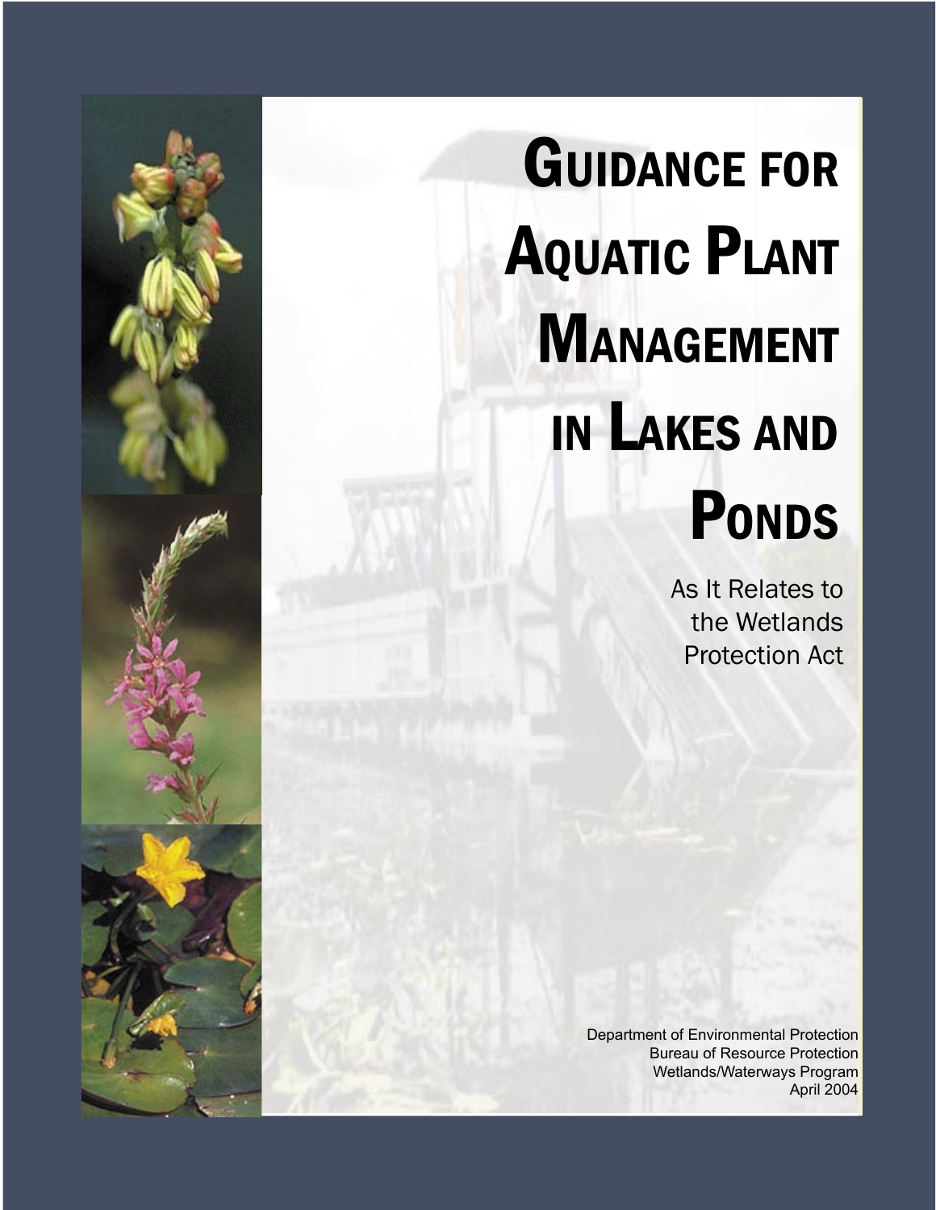# Guidance for Aquatic Plant Management in Lakes and Ponds

As It Relates to the Wetlands Protection Act

Department of Environmental Protection
Bureau of Resource Protection
Wetlands/Waterways Program
April 2004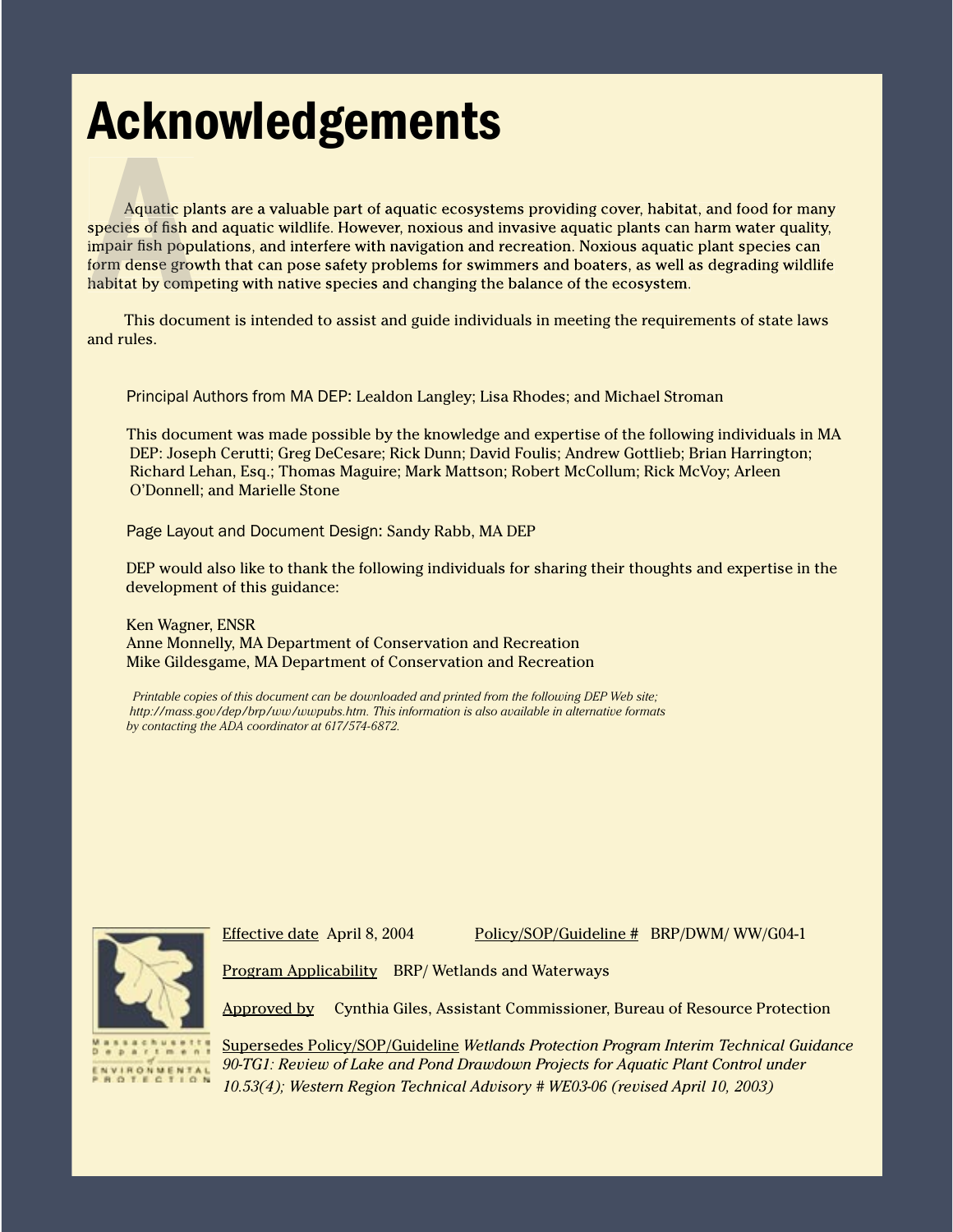# Acknowledgements

Aquatic plants are a valuable part of aquatic ecosystems providing cover, habitat, and food for many species of fish and aquatic wildlife. However, noxious and invasive aquatic plants can harm water quality, impair fish populations, and interfere with navigation and recreation. Noxious aquatic plant species can form dense growth that can pose safety problems for swimmers and boaters, as well as degrading wildlife habitat by competing with native species and changing the balance of the ecosystem.

This document is intended to assist and guide individuals in meeting the requirements of state laws and rules.

Principal Authors from MA DEP: Lealdon Langley; Lisa Rhodes; and Michael Stroman

This document was made possible by the knowledge and expertise of the following individuals in MA DEP: Joseph Cerutti; Greg DeCesare; Rick Dunn; David Foulis; Andrew Gottlieb; Brian Harrington; Richard Lehan, Esq.; Thomas Maguire; Mark Mattson; Robert McCollum; Rick McVoy; Arleen O'Donnell; and Marielle Stone

Page Layout and Document Design: Sandy Rabb, MA DEP

DEP would also like to thank the following individuals for sharing their thoughts and expertise in the development of this guidance:

Ken Wagner, ENSR
Anne Monnelly, MA Department of Conservation and Recreation
Mike Gildesgame, MA Department of Conservation and Recreation

*Printable copies of this document can be downloaded and printed from the following DEP Web site; http://mass.gov/dep/brp/ww/wwpubs.htm. This information is also available in alternative formats by contacting the ADA coordinator at 617/574-6872.*

Massachusetts Department of Environmental Protection

Effective date April 8, 2004 Policy/SOP/Guideline # BRP/DWM/ WW/G04-1

Program Applicability BRP/ Wetlands and Waterways

Approved by Cynthia Giles, Assistant Commissioner, Bureau of Resource Protection

Supersedes Policy/SOP/Guideline *Wetlands Protection Program Interim Technical Guidance 90-TG1: Review of Lake and Pond Drawdown Projects for Aquatic Plant Control under 10.53(4); Western Region Technical Advisory # WE03-06 (revised April 10, 2003)*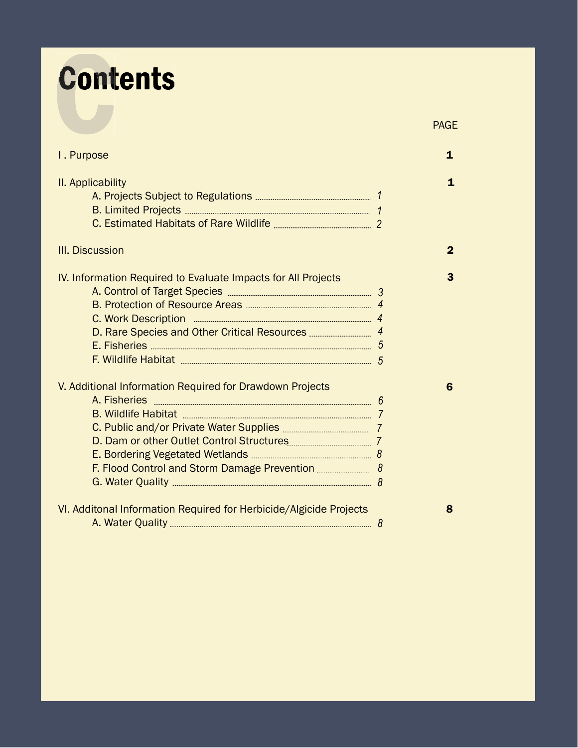# Contents

PAGE

I . Purpose **1**

II. Applicability **1**

- A. Projects Subject to Regulations ........ *1*
- B. Limited Projects ........ *1*
- C. Estimated Habitats of Rare Wildlife ........ *2*

III. Discussion **2**

IV. Information Required to Evaluate Impacts for All Projects **3**

- A. Control of Target Species ........ *3*
- B. Protection of Resource Areas ........ *4*
- C. Work Description ........ *4*
- D. Rare Species and Other Critical Resources ........ *4*
- E. Fisheries ........ *5*
- F. Wildlife Habitat ........ *5*

V. Additional Information Required for Drawdown Projects **6**

- A. Fisheries ........ *6*
- B. Wildlife Habitat ........ *7*
- C. Public and/or Private Water Supplies ........ *7*
- D. Dam or other Outlet Control Structures ........ *7*
- E. Bordering Vegetated Wetlands ........ *8*
- F. Flood Control and Storm Damage Prevention ........ *8*
- G. Water Quality ........ *8*

VI. Additonal Information Required for Herbicide/Algicide Projects **8**

- A. Water Quality ........ *8*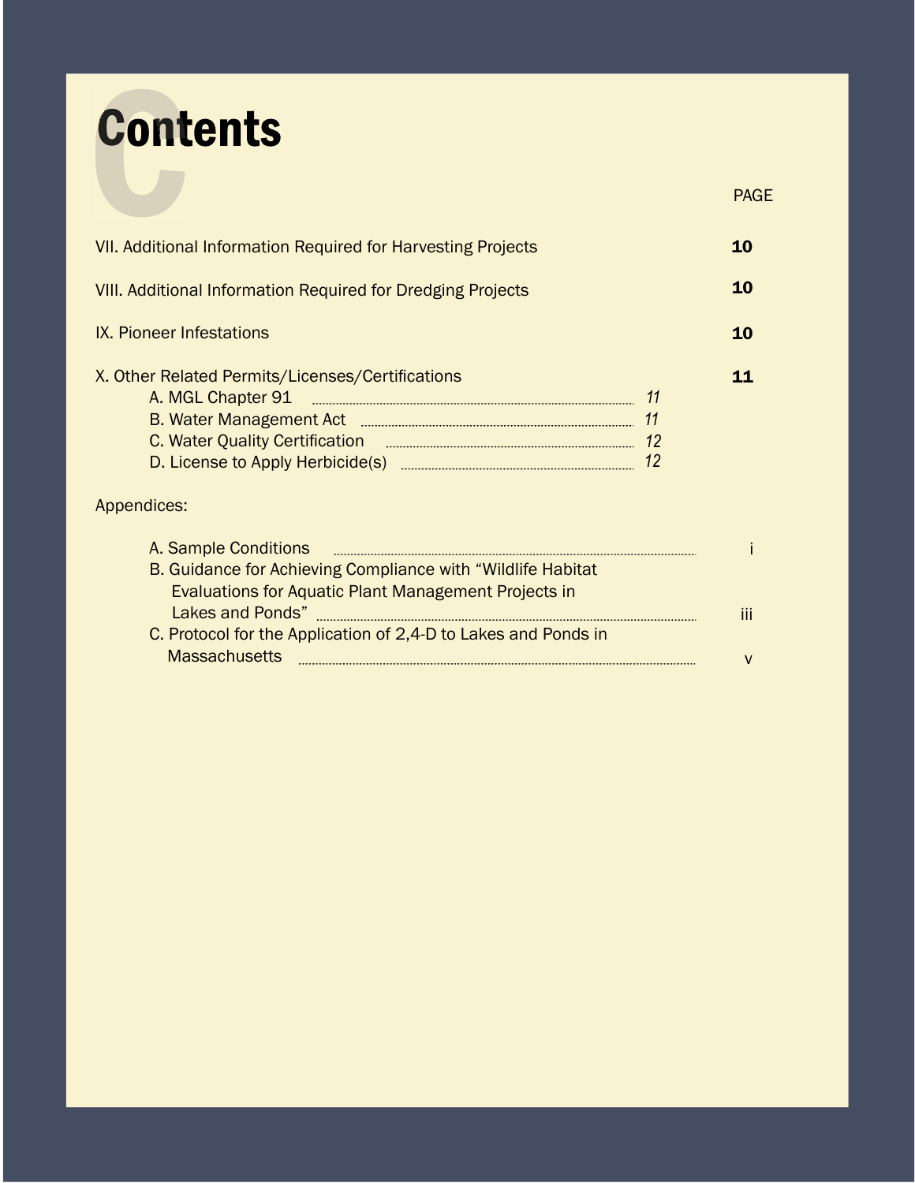# Contents

PAGE

VII. Additional Information Required for Harvesting Projects **10**

VIII. Additional Information Required for Dredging Projects **10**

IX. Pioneer Infestations **10**

X. Other Related Permits/Licenses/Certifications **11**

- A. MGL Chapter 91 ........ *11*
- B. Water Management Act ........ *11*
- C. Water Quality Certification ........ *12*
- D. License to Apply Herbicide(s) ........ *12*

Appendices:

- A. Sample Conditions ........ i
- B. Guidance for Achieving Compliance with "Wildlife Habitat Evaluations for Aquatic Plant Management Projects in Lakes and Ponds" ........ iii
- C. Protocol for the Application of 2,4-D to Lakes and Ponds in Massachusetts ........ v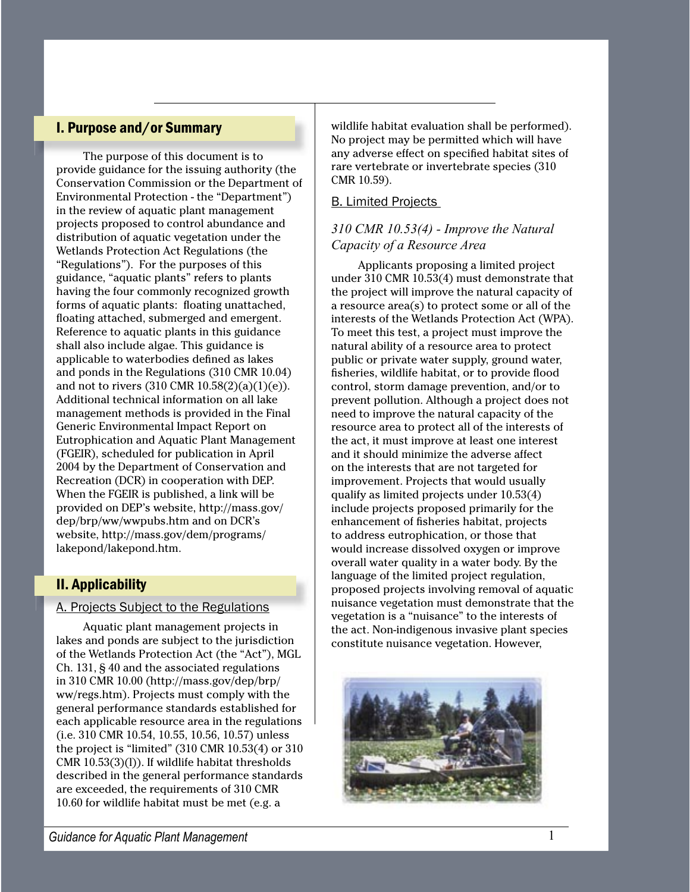## I. Purpose and/or Summary

The purpose of this document is to provide guidance for the issuing authority (the Conservation Commission or the Department of Environmental Protection - the "Department") in the review of aquatic plant management projects proposed to control abundance and distribution of aquatic vegetation under the Wetlands Protection Act Regulations (the "Regulations"). For the purposes of this guidance, "aquatic plants" refers to plants having the four commonly recognized growth forms of aquatic plants: floating unattached, floating attached, submerged and emergent. Reference to aquatic plants in this guidance shall also include algae. This guidance is applicable to waterbodies defined as lakes and ponds in the Regulations (310 CMR 10.04) and not to rivers (310 CMR 10.58(2)(a)(1)(e)). Additional technical information on all lake management methods is provided in the Final Generic Environmental Impact Report on Eutrophication and Aquatic Plant Management (FGEIR), scheduled for publication in April 2004 by the Department of Conservation and Recreation (DCR) in cooperation with DEP. When the FGEIR is published, a link will be provided on DEP's website, http://mass.gov/dep/brp/ww/wwpubs.htm and on DCR's website, http://mass.gov/dem/programs/lakepond/lakepond.htm.

## II. Applicability

### A. Projects Subject to the Regulations

Aquatic plant management projects in lakes and ponds are subject to the jurisdiction of the Wetlands Protection Act (the "Act"), MGL Ch. 131, § 40 and the associated regulations in 310 CMR 10.00 (http://mass.gov/dep/brp/ww/regs.htm). Projects must comply with the general performance standards established for each applicable resource area in the regulations (i.e. 310 CMR 10.54, 10.55, 10.56, 10.57) unless the project is "limited" (310 CMR 10.53(4) or 310 CMR 10.53(3)(l)). If wildlife habitat thresholds described in the general performance standards are exceeded, the requirements of 310 CMR 10.60 for wildlife habitat must be met (e.g. a wildlife habitat evaluation shall be performed). No project may be permitted which will have any adverse effect on specified habitat sites of rare vertebrate or invertebrate species (310 CMR 10.59).

### B. Limited Projects

*310 CMR 10.53(4) - Improve the Natural Capacity of a Resource Area*

Applicants proposing a limited project under 310 CMR 10.53(4) must demonstrate that the project will improve the natural capacity of a resource area(s) to protect some or all of the interests of the Wetlands Protection Act (WPA). To meet this test, a project must improve the natural ability of a resource area to protect public or private water supply, ground water, fisheries, wildlife habitat, or to provide flood control, storm damage prevention, and/or to prevent pollution. Although a project does not need to improve the natural capacity of the resource area to protect all of the interests of the act, it must improve at least one interest and it should minimize the adverse affect on the interests that are not targeted for improvement. Projects that would usually qualify as limited projects under 10.53(4) include projects proposed primarily for the enhancement of fisheries habitat, projects to address eutrophication, or those that would increase dissolved oxygen or improve overall water quality in a water body. By the language of the limited project regulation, proposed projects involving removal of aquatic nuisance vegetation must demonstrate that the vegetation is a "nuisance" to the interests of the act. Non-indigenous invasive plant species constitute nuisance vegetation. However,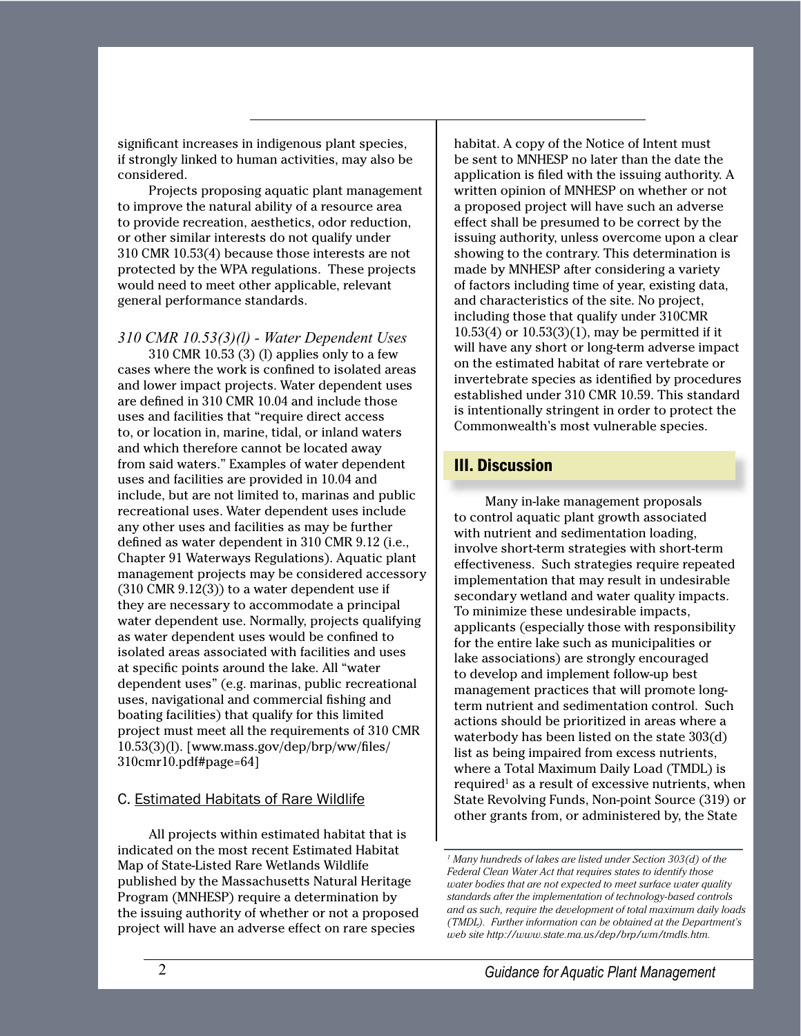significant increases in indigenous plant species, if strongly linked to human activities, may also be considered.

Projects proposing aquatic plant management to improve the natural ability of a resource area to provide recreation, aesthetics, odor reduction, or other similar interests do not qualify under 310 CMR 10.53(4) because those interests are not protected by the WPA regulations. These projects would need to meet other applicable, relevant general performance standards.

*310 CMR 10.53(3)(l) - Water Dependent Uses*

310 CMR 10.53 (3) (l) applies only to a few cases where the work is confined to isolated areas and lower impact projects. Water dependent uses are defined in 310 CMR 10.04 and include those uses and facilities that "require direct access to, or location in, marine, tidal, or inland waters and which therefore cannot be located away from said waters." Examples of water dependent uses and facilities are provided in 10.04 and include, but are not limited to, marinas and public recreational uses. Water dependent uses include any other uses and facilities as may be further defined as water dependent in 310 CMR 9.12 (i.e., Chapter 91 Waterways Regulations). Aquatic plant management projects may be considered accessory (310 CMR 9.12(3)) to a water dependent use if they are necessary to accommodate a principal water dependent use. Normally, projects qualifying as water dependent uses would be confined to isolated areas associated with facilities and uses at specific points around the lake. All "water dependent uses" (e.g. marinas, public recreational uses, navigational and commercial fishing and boating facilities) that qualify for this limited project must meet all the requirements of 310 CMR 10.53(3)(l). [www.mass.gov/dep/brp/ww/files/310cmr10.pdf#page=64]

### C. Estimated Habitats of Rare Wildlife

All projects within estimated habitat that is indicated on the most recent Estimated Habitat Map of State-Listed Rare Wetlands Wildlife published by the Massachusetts Natural Heritage Program (MNHESP) require a determination by the issuing authority of whether or not a proposed project will have an adverse effect on rare species habitat. A copy of the Notice of Intent must be sent to MNHESP no later than the date the application is filed with the issuing authority. A written opinion of MNHESP on whether or not a proposed project will have such an adverse effect shall be presumed to be correct by the issuing authority, unless overcome upon a clear showing to the contrary. This determination is made by MNHESP after considering a variety of factors including time of year, existing data, and characteristics of the site. No project, including those that qualify under 310CMR 10.53(4) or 10.53(3)(1), may be permitted if it will have any short or long-term adverse impact on the estimated habitat of rare vertebrate or invertebrate species as identified by procedures established under 310 CMR 10.59. This standard is intentionally stringent in order to protect the Commonwealth's most vulnerable species.

## III. Discussion

Many in-lake management proposals to control aquatic plant growth associated with nutrient and sedimentation loading, involve short-term strategies with short-term effectiveness. Such strategies require repeated implementation that may result in undesirable secondary wetland and water quality impacts. To minimize these undesirable impacts, applicants (especially those with responsibility for the entire lake such as municipalities or lake associations) are strongly encouraged to develop and implement follow-up best management practices that will promote long-term nutrient and sedimentation control. Such actions should be prioritized in areas where a waterbody has been listed on the state 303(d) list as being impaired from excess nutrients, where a Total Maximum Daily Load (TMDL) is required[1] as a result of excessive nutrients, when State Revolving Funds, Non-point Source (319) or other grants from, or administered by, the State

*[1] Many hundreds of lakes are listed under Section 303(d) of the Federal Clean Water Act that requires states to identify those water bodies that are not expected to meet surface water quality standards after the implementation of technology-based controls and as such, require the development of total maximum daily loads (TMDL). Further information can be obtained at the Department's web site http://www.state.ma.us/dep/brp/wm/tmdls.htm.*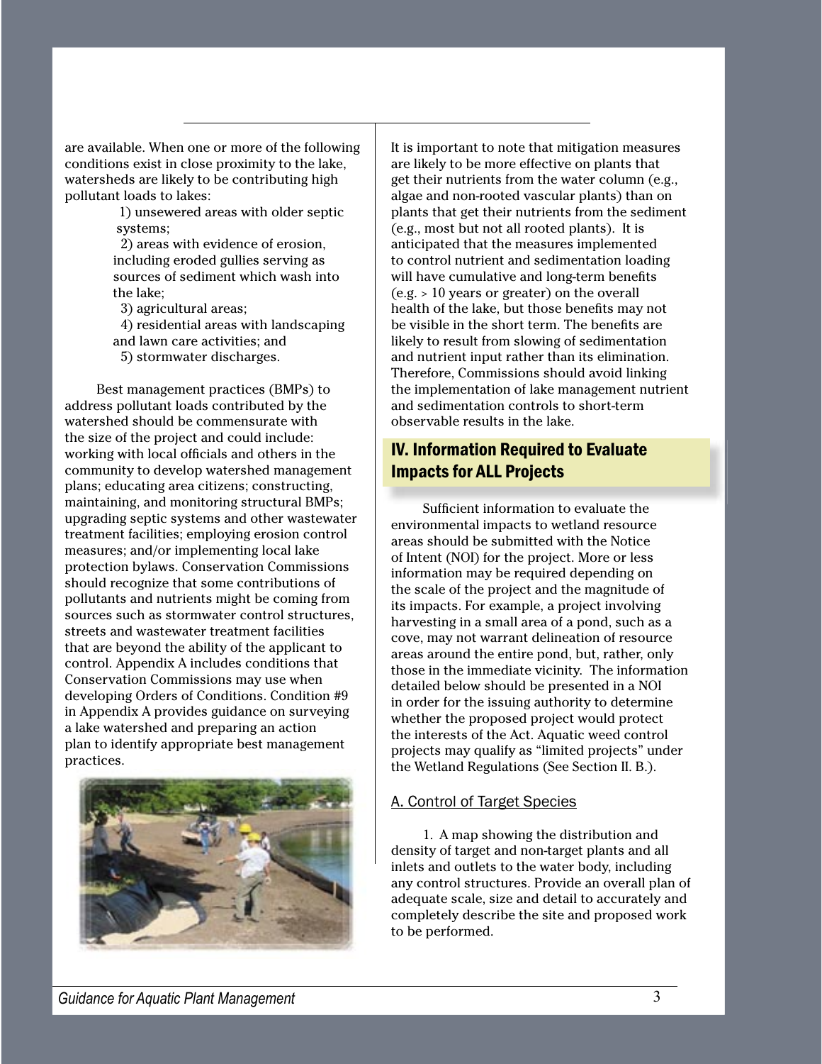are available. When one or more of the following conditions exist in close proximity to the lake, watersheds are likely to be contributing high pollutant loads to lakes:

1) unsewered areas with older septic systems;
2) areas with evidence of erosion, including eroded gullies serving as sources of sediment which wash into the lake;
3) agricultural areas;
4) residential areas with landscaping and lawn care activities; and
5) stormwater discharges.

Best management practices (BMPs) to address pollutant loads contributed by the watershed should be commensurate with the size of the project and could include: working with local officials and others in the community to develop watershed management plans; educating area citizens; constructing, maintaining, and monitoring structural BMPs; upgrading septic systems and other wastewater treatment facilities; employing erosion control measures; and/or implementing local lake protection bylaws. Conservation Commissions should recognize that some contributions of pollutants and nutrients might be coming from sources such as stormwater control structures, streets and wastewater treatment facilities that are beyond the ability of the applicant to control. Appendix A includes conditions that Conservation Commissions may use when developing Orders of Conditions. Condition #9 in Appendix A provides guidance on surveying a lake watershed and preparing an action plan to identify appropriate best management practices.

It is important to note that mitigation measures are likely to be more effective on plants that get their nutrients from the water column (e.g., algae and non-rooted vascular plants) than on plants that get their nutrients from the sediment (e.g., most but not all rooted plants). It is anticipated that the measures implemented to control nutrient and sedimentation loading will have cumulative and long-term benefits (e.g. > 10 years or greater) on the overall health of the lake, but those benefits may not be visible in the short term. The benefits are likely to result from slowing of sedimentation and nutrient input rather than its elimination. Therefore, Commissions should avoid linking the implementation of lake management nutrient and sedimentation controls to short-term observable results in the lake.

## IV. Information Required to Evaluate Impacts for ALL Projects

Sufficient information to evaluate the environmental impacts to wetland resource areas should be submitted with the Notice of Intent (NOI) for the project. More or less information may be required depending on the scale of the project and the magnitude of its impacts. For example, a project involving harvesting in a small area of a pond, such as a cove, may not warrant delineation of resource areas around the entire pond, but, rather, only those in the immediate vicinity. The information detailed below should be presented in a NOI in order for the issuing authority to determine whether the proposed project would protect the interests of the Act. Aquatic weed control projects may qualify as "limited projects" under the Wetland Regulations (See Section II. B.).

### A. Control of Target Species

1. A map showing the distribution and density of target and non-target plants and all inlets and outlets to the water body, including any control structures. Provide an overall plan of adequate scale, size and detail to accurately and completely describe the site and proposed work to be performed.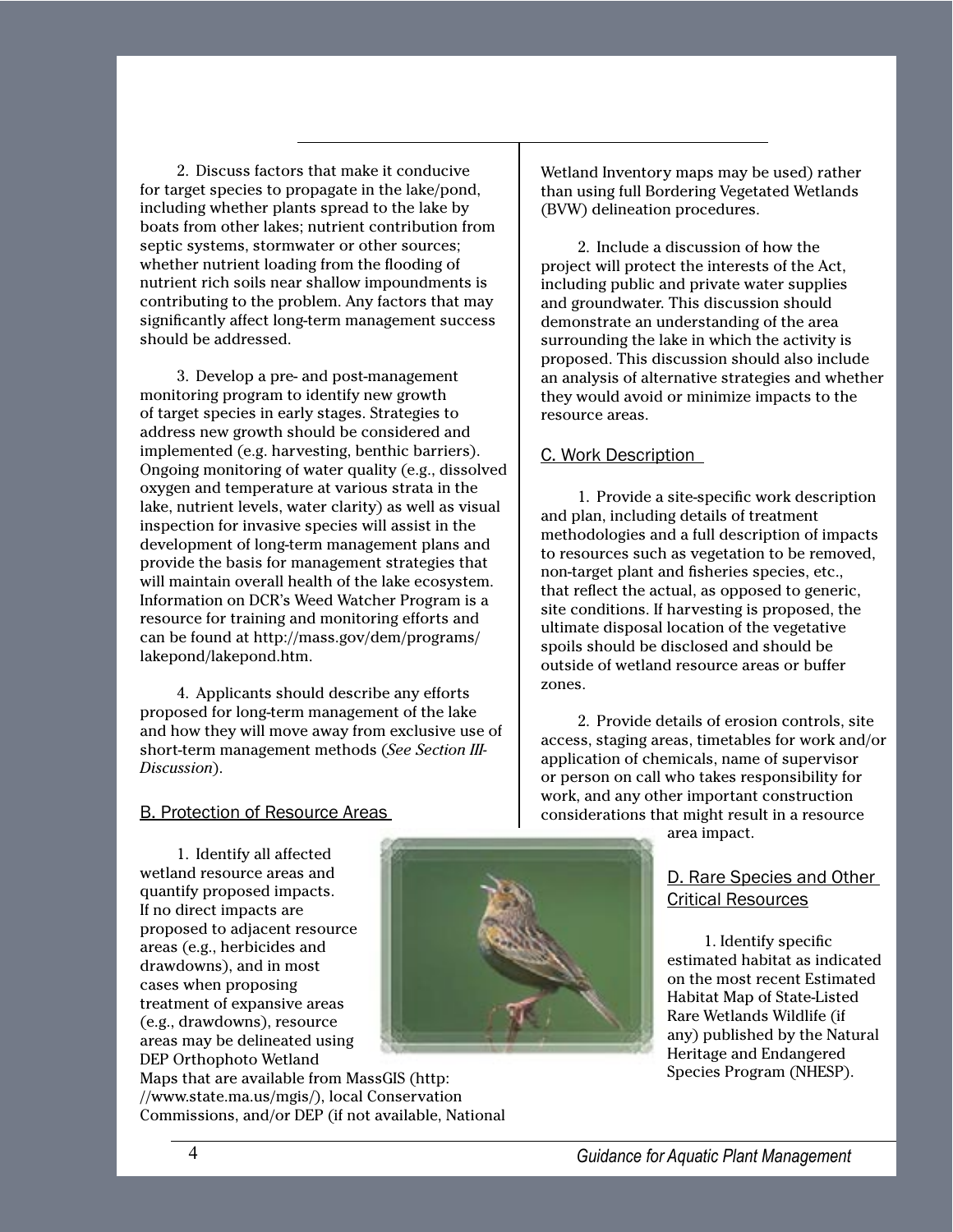2. Discuss factors that make it conducive for target species to propagate in the lake/pond, including whether plants spread to the lake by boats from other lakes; nutrient contribution from septic systems, stormwater or other sources; whether nutrient loading from the flooding of nutrient rich soils near shallow impoundments is contributing to the problem. Any factors that may significantly affect long-term management success should be addressed.

3. Develop a pre- and post-management monitoring program to identify new growth of target species in early stages. Strategies to address new growth should be considered and implemented (e.g. harvesting, benthic barriers). Ongoing monitoring of water quality (e.g., dissolved oxygen and temperature at various strata in the lake, nutrient levels, water clarity) as well as visual inspection for invasive species will assist in the development of long-term management plans and provide the basis for management strategies that will maintain overall health of the lake ecosystem. Information on DCR's Weed Watcher Program is a resource for training and monitoring efforts and can be found at http://mass.gov/dem/programs/lakepond/lakepond.htm.

4. Applicants should describe any efforts proposed for long-term management of the lake and how they will move away from exclusive use of short-term management methods (*See Section III-Discussion*).

## B. Protection of Resource Areas

1. Identify all affected wetland resource areas and quantify proposed impacts. If no direct impacts are proposed to adjacent resource areas (e.g., herbicides and drawdowns), and in most cases when proposing treatment of expansive areas (e.g., drawdowns), resource areas may be delineated using DEP Orthophoto Wetland Maps that are available from MassGIS (http://www.state.ma.us/mgis/), local Conservation Commissions, and/or DEP (if not available, National Wetland Inventory maps may be used) rather than using full Bordering Vegetated Wetlands (BVW) delineation procedures.

2. Include a discussion of how the project will protect the interests of the Act, including public and private water supplies and groundwater. This discussion should demonstrate an understanding of the area surrounding the lake in which the activity is proposed. This discussion should also include an analysis of alternative strategies and whether they would avoid or minimize impacts to the resource areas.

## C. Work Description

1. Provide a site-specific work description and plan, including details of treatment methodologies and a full description of impacts to resources such as vegetation to be removed, non-target plant and fisheries species, etc., that reflect the actual, as opposed to generic, site conditions. If harvesting is proposed, the ultimate disposal location of the vegetative spoils should be disclosed and should be outside of wetland resource areas or buffer zones.

2. Provide details of erosion controls, site access, staging areas, timetables for work and/or application of chemicals, name of supervisor or person on call who takes responsibility for work, and any other important construction considerations that might result in a resource area impact.

## D. Rare Species and Other Critical Resources

1. Identify specific estimated habitat as indicated on the most recent Estimated Habitat Map of State-Listed Rare Wetlands Wildlife (if any) published by the Natural Heritage and Endangered Species Program (NHESP).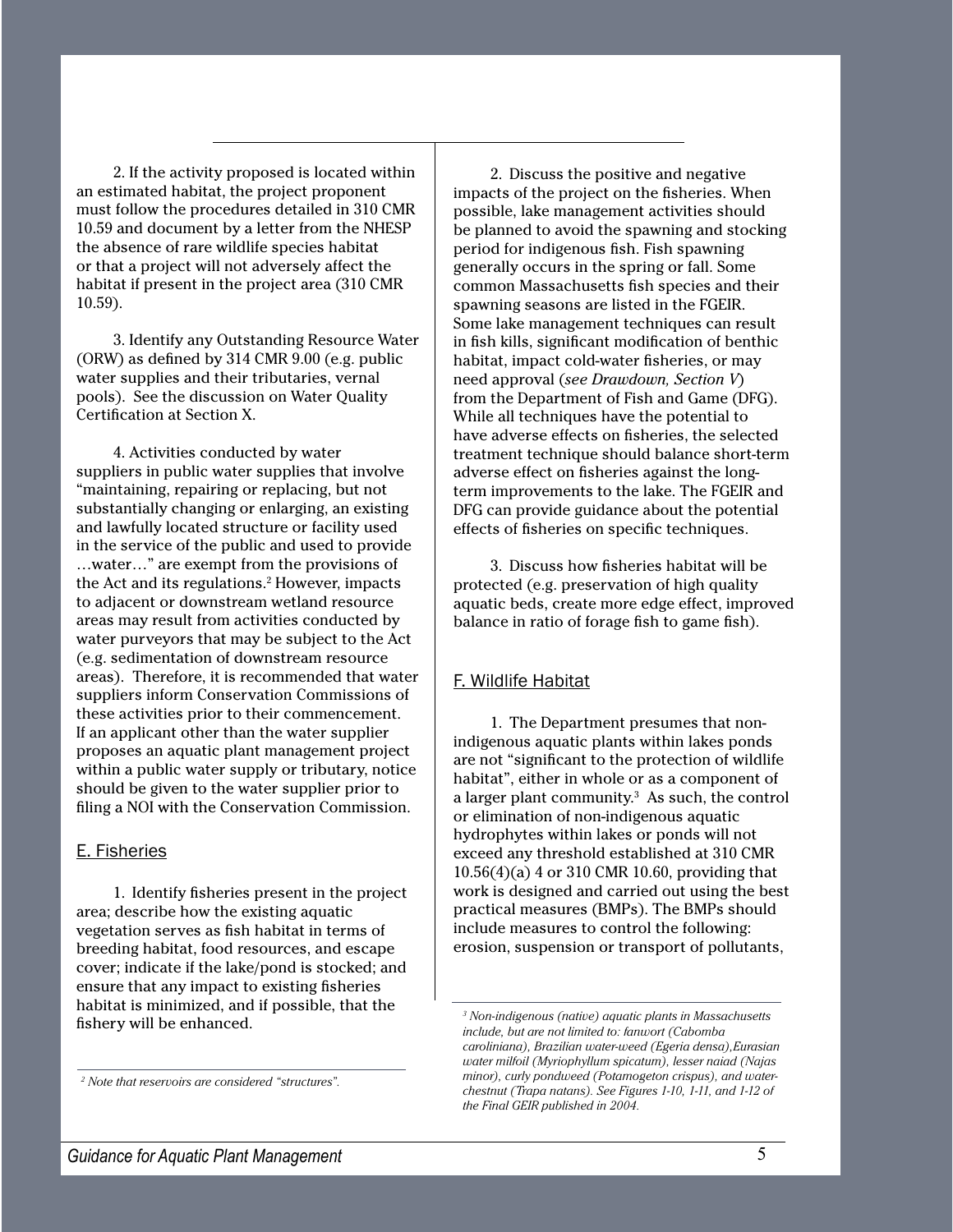2. If the activity proposed is located within an estimated habitat, the project proponent must follow the procedures detailed in 310 CMR 10.59 and document by a letter from the NHESP the absence of rare wildlife species habitat or that a project will not adversely affect the habitat if present in the project area (310 CMR 10.59).

3. Identify any Outstanding Resource Water (ORW) as defined by 314 CMR 9.00 (e.g. public water supplies and their tributaries, vernal pools). See the discussion on Water Quality Certification at Section X.

4. Activities conducted by water suppliers in public water supplies that involve "maintaining, repairing or replacing, but not substantially changing or enlarging, an existing and lawfully located structure or facility used in the service of the public and used to provide …water…" are exempt from the provisions of the Act and its regulations.[2] However, impacts to adjacent or downstream wetland resource areas may result from activities conducted by water purveyors that may be subject to the Act (e.g. sedimentation of downstream resource areas). Therefore, it is recommended that water suppliers inform Conservation Commissions of these activities prior to their commencement. If an applicant other than the water supplier proposes an aquatic plant management project within a public water supply or tributary, notice should be given to the water supplier prior to filing a NOI with the Conservation Commission.

## E. Fisheries

1. Identify fisheries present in the project area; describe how the existing aquatic vegetation serves as fish habitat in terms of breeding habitat, food resources, and escape cover; indicate if the lake/pond is stocked; and ensure that any impact to existing fisheries habitat is minimized, and if possible, that the fishery will be enhanced.

2. Discuss the positive and negative impacts of the project on the fisheries. When possible, lake management activities should be planned to avoid the spawning and stocking period for indigenous fish. Fish spawning generally occurs in the spring or fall. Some common Massachusetts fish species and their spawning seasons are listed in the FGEIR. Some lake management techniques can result in fish kills, significant modification of benthic habitat, impact cold-water fisheries, or may need approval (*see Drawdown, Section V*) from the Department of Fish and Game (DFG). While all techniques have the potential to have adverse effects on fisheries, the selected treatment technique should balance short-term adverse effect on fisheries against the long-term improvements to the lake. The FGEIR and DFG can provide guidance about the potential effects of fisheries on specific techniques.

3. Discuss how fisheries habitat will be protected (e.g. preservation of high quality aquatic beds, create more edge effect, improved balance in ratio of forage fish to game fish).

## F. Wildlife Habitat

1. The Department presumes that non-indigenous aquatic plants within lakes ponds are not "significant to the protection of wildlife habitat", either in whole or as a component of a larger plant community.[3] As such, the control or elimination of non-indigenous aquatic hydrophytes within lakes or ponds will not exceed any threshold established at 310 CMR 10.56(4)(a) 4 or 310 CMR 10.60, providing that work is designed and carried out using the best practical measures (BMPs). The BMPs should include measures to control the following: erosion, suspension or transport of pollutants,

---

*[2] Note that reservoirs are considered "structures".*

*[3] Non-indigenous (native) aquatic plants in Massachusetts include, but are not limited to: fanwort (Cabomba caroliniana), Brazilian water-weed (Egeria densa), Eurasian water milfoil (Myriophyllum spicatum), lesser naiad (Najas minor), curly pondweed (Potamogeton crispus), and water-chestnut (Trapa natans). See Figures 1-10, 1-11, and 1-12 of the Final GEIR published in 2004.*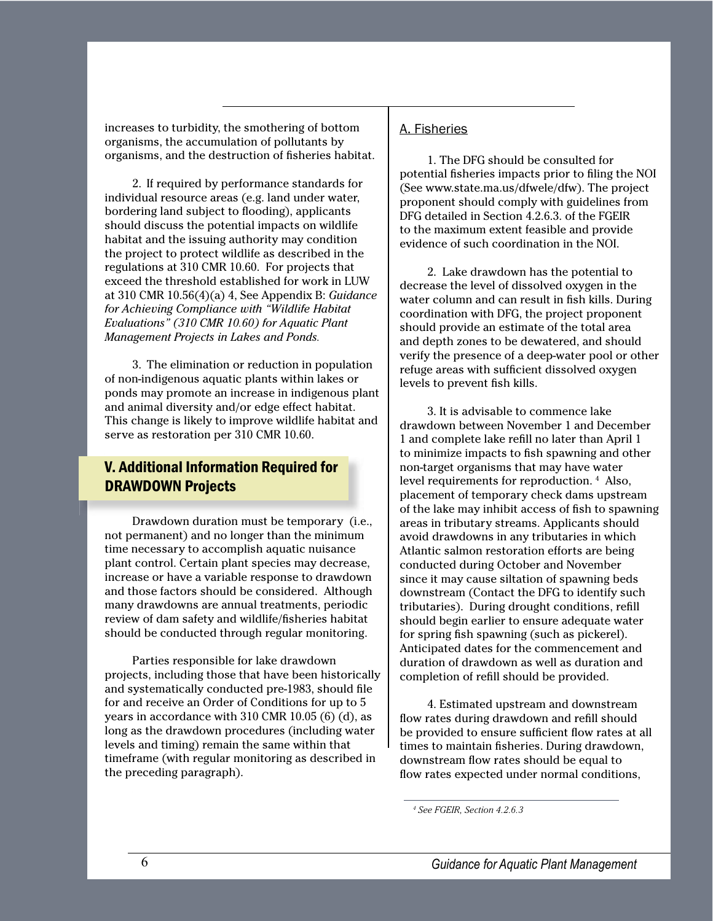increases to turbidity, the smothering of bottom organisms, the accumulation of pollutants by organisms, and the destruction of fisheries habitat.

2. If required by performance standards for individual resource areas (e.g. land under water, bordering land subject to flooding), applicants should discuss the potential impacts on wildlife habitat and the issuing authority may condition the project to protect wildlife as described in the regulations at 310 CMR 10.60. For projects that exceed the threshold established for work in LUW at 310 CMR 10.56(4)(a) 4, See Appendix B: *Guidance for Achieving Compliance with "Wildlife Habitat Evaluations" (310 CMR 10.60) for Aquatic Plant Management Projects in Lakes and Ponds*.

3. The elimination or reduction in population of non-indigenous aquatic plants within lakes or ponds may promote an increase in indigenous plant and animal diversity and/or edge effect habitat. This change is likely to improve wildlife habitat and serve as restoration per 310 CMR 10.60.

## V. Additional Information Required for DRAWDOWN Projects

Drawdown duration must be temporary (i.e., not permanent) and no longer than the minimum time necessary to accomplish aquatic nuisance plant control. Certain plant species may decrease, increase or have a variable response to drawdown and those factors should be considered. Although many drawdowns are annual treatments, periodic review of dam safety and wildlife/fisheries habitat should be conducted through regular monitoring.

Parties responsible for lake drawdown projects, including those that have been historically and systematically conducted pre-1983, should file for and receive an Order of Conditions for up to 5 years in accordance with 310 CMR 10.05 (6) (d), as long as the drawdown procedures (including water levels and timing) remain the same within that timeframe (with regular monitoring as described in the preceding paragraph).

### A. Fisheries

1. The DFG should be consulted for potential fisheries impacts prior to filing the NOI (See www.state.ma.us/dfwele/dfw). The project proponent should comply with guidelines from DFG detailed in Section 4.2.6.3. of the FGEIR to the maximum extent feasible and provide evidence of such coordination in the NOI.

2. Lake drawdown has the potential to decrease the level of dissolved oxygen in the water column and can result in fish kills. During coordination with DFG, the project proponent should provide an estimate of the total area and depth zones to be dewatered, and should verify the presence of a deep-water pool or other refuge areas with sufficient dissolved oxygen levels to prevent fish kills.

3. It is advisable to commence lake drawdown between November 1 and December 1 and complete lake refill no later than April 1 to minimize impacts to fish spawning and other non-target organisms that may have water level requirements for reproduction.[4] Also, placement of temporary check dams upstream of the lake may inhibit access of fish to spawning areas in tributary streams. Applicants should avoid drawdowns in any tributaries in which Atlantic salmon restoration efforts are being conducted during October and November since it may cause siltation of spawning beds downstream (Contact the DFG to identify such tributaries). During drought conditions, refill should begin earlier to ensure adequate water for spring fish spawning (such as pickerel). Anticipated dates for the commencement and duration of drawdown as well as duration and completion of refill should be provided.

4. Estimated upstream and downstream flow rates during drawdown and refill should be provided to ensure sufficient flow rates at all times to maintain fisheries. During drawdown, downstream flow rates should be equal to flow rates expected under normal conditions,

[4] *See FGEIR, Section 4.2.6.3*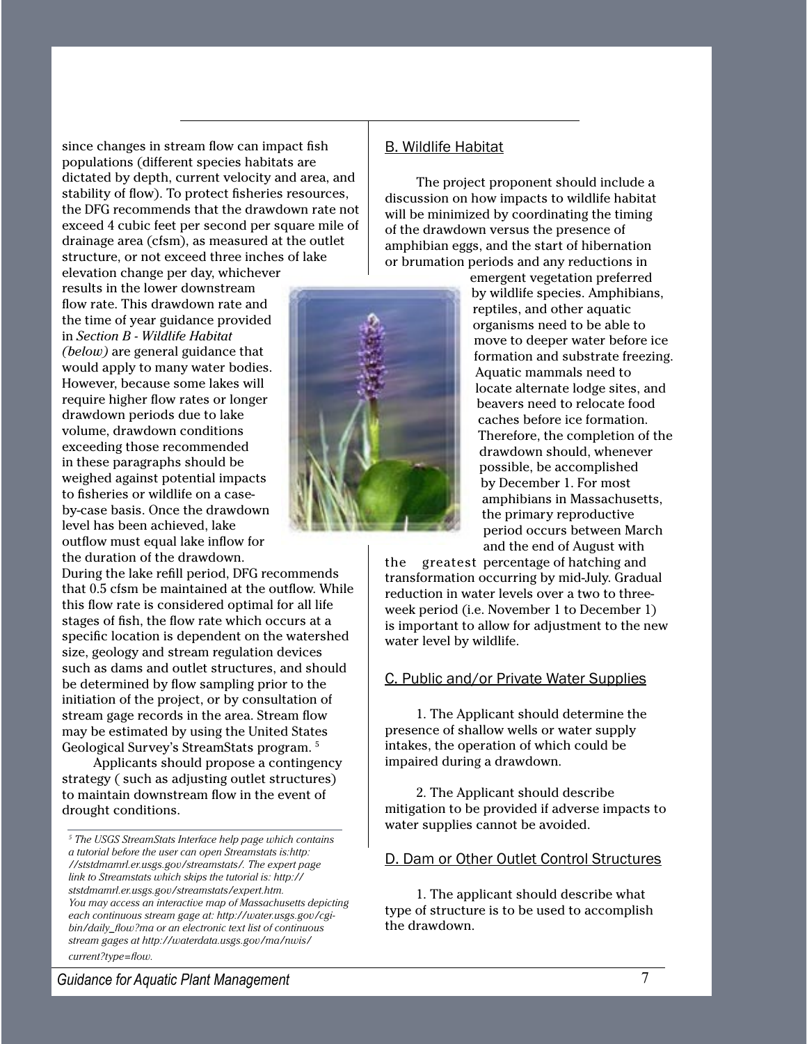since changes in stream flow can impact fish populations (different species habitats are dictated by depth, current velocity and area, and stability of flow). To protect fisheries resources, the DFG recommends that the drawdown rate not exceed 4 cubic feet per second per square mile of drainage area (cfsm), as measured at the outlet structure, or not exceed three inches of lake elevation change per day, whichever results in the lower downstream flow rate. This drawdown rate and the time of year guidance provided in *Section B - Wildlife Habitat (below)* are general guidance that would apply to many water bodies. However, because some lakes will require higher flow rates or longer drawdown periods due to lake volume, drawdown conditions exceeding those recommended in these paragraphs should be weighed against potential impacts to fisheries or wildlife on a case-by-case basis. Once the drawdown level has been achieved, lake outflow must equal lake inflow for the duration of the drawdown.

During the lake refill period, DFG recommends that 0.5 cfsm be maintained at the outflow. While this flow rate is considered optimal for all life stages of fish, the flow rate which occurs at a specific location is dependent on the watershed size, geology and stream regulation devices such as dams and outlet structures, and should be determined by flow sampling prior to the initiation of the project, or by consultation of stream gage records in the area. Stream flow may be estimated by using the United States Geological Survey's StreamStats program. [5]

Applicants should propose a contingency strategy ( such as adjusting outlet structures) to maintain downstream flow in the event of drought conditions.

[5] *The USGS StreamStats Interface help page which contains a tutorial before the user can open Streamstats is:http://ststdmamrl.er.usgs.gov/streamstats/. The expert page link to Streamstats which skips the tutorial is: http://ststdmamrl.er.usgs.gov/streamstats/expert.htm. You may access an interactive map of Massachusetts depicting each continuous stream gage at: http://water.usgs.gov/cgi-bin/daily_flow?ma or an electronic text list of continuous stream gages at http://waterdata.usgs.gov/ma/nwis/current?type=flow.*

## B. Wildlife Habitat

The project proponent should include a discussion on how impacts to wildlife habitat will be minimized by coordinating the timing of the drawdown versus the presence of amphibian eggs, and the start of hibernation or brumation periods and any reductions in emergent vegetation preferred by wildlife species. Amphibians, reptiles, and other aquatic organisms need to be able to move to deeper water before ice formation and substrate freezing. Aquatic mammals need to locate alternate lodge sites, and beavers need to relocate food caches before ice formation. Therefore, the completion of the drawdown should, whenever possible, be accomplished by December 1. For most amphibians in Massachusetts, the primary reproductive period occurs between March and the end of August with the greatest percentage of hatching and transformation occurring by mid-July. Gradual reduction in water levels over a two to three-week period (i.e. November 1 to December 1) is important to allow for adjustment to the new water level by wildlife.

## C. Public and/or Private Water Supplies

1. The Applicant should determine the presence of shallow wells or water supply intakes, the operation of which could be impaired during a drawdown.

2. The Applicant should describe mitigation to be provided if adverse impacts to water supplies cannot be avoided.

## D. Dam or Other Outlet Control Structures

1. The applicant should describe what type of structure is to be used to accomplish the drawdown.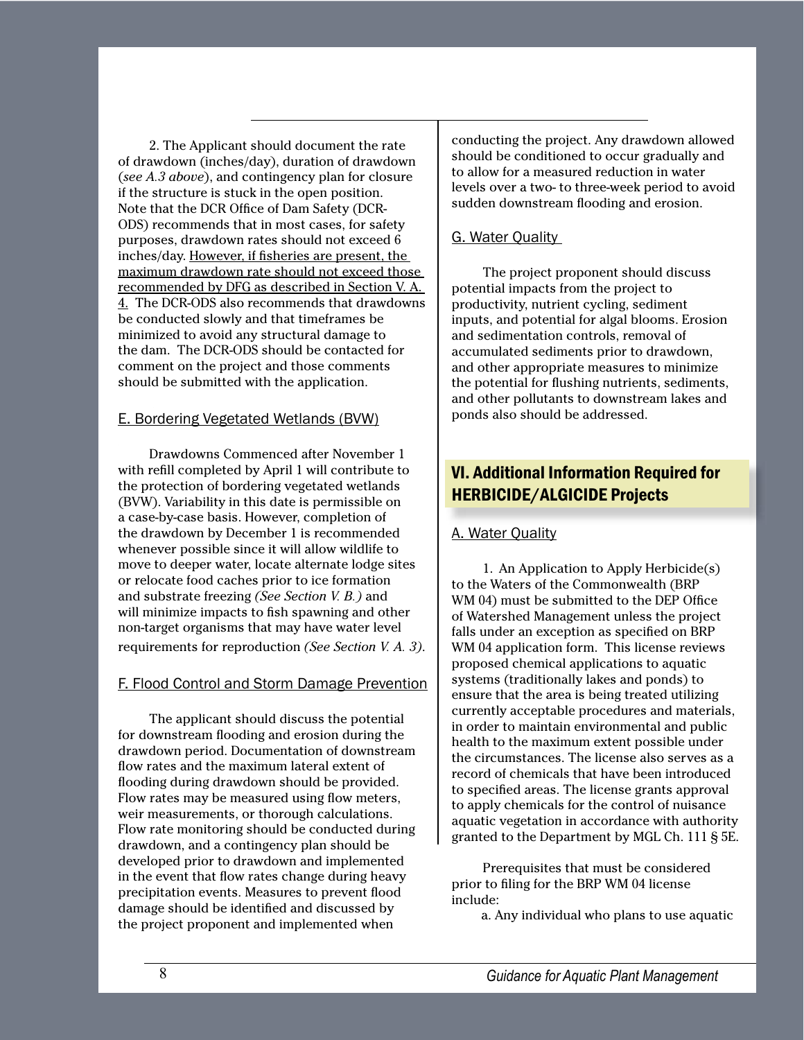2. The Applicant should document the rate of drawdown (inches/day), duration of drawdown (*see A.3 above*), and contingency plan for closure if the structure is stuck in the open position. Note that the DCR Office of Dam Safety (DCR-ODS) recommends that in most cases, for safety purposes, drawdown rates should not exceed 6 inches/day. However, if fisheries are present, the maximum drawdown rate should not exceed those recommended by DFG as described in Section V. A. 4. The DCR-ODS also recommends that drawdowns be conducted slowly and that timeframes be minimized to avoid any structural damage to the dam. The DCR-ODS should be contacted for comment on the project and those comments should be submitted with the application.

### E. Bordering Vegetated Wetlands (BVW)

Drawdowns Commenced after November 1 with refill completed by April 1 will contribute to the protection of bordering vegetated wetlands (BVW). Variability in this date is permissible on a case-by-case basis. However, completion of the drawdown by December 1 is recommended whenever possible since it will allow wildlife to move to deeper water, locate alternate lodge sites or relocate food caches prior to ice formation and substrate freezing *(See Section V. B.)* and will minimize impacts to fish spawning and other non-target organisms that may have water level requirements for reproduction *(See Section V. A. 3)*.

### F. Flood Control and Storm Damage Prevention

The applicant should discuss the potential for downstream flooding and erosion during the drawdown period. Documentation of downstream flow rates and the maximum lateral extent of flooding during drawdown should be provided. Flow rates may be measured using flow meters, weir measurements, or thorough calculations. Flow rate monitoring should be conducted during drawdown, and a contingency plan should be developed prior to drawdown and implemented in the event that flow rates change during heavy precipitation events. Measures to prevent flood damage should be identified and discussed by the project proponent and implemented when conducting the project. Any drawdown allowed should be conditioned to occur gradually and to allow for a measured reduction in water levels over a two- to three-week period to avoid sudden downstream flooding and erosion.

### G. Water Quality

The project proponent should discuss potential impacts from the project to productivity, nutrient cycling, sediment inputs, and potential for algal blooms. Erosion and sedimentation controls, removal of accumulated sediments prior to drawdown, and other appropriate measures to minimize the potential for flushing nutrients, sediments, and other pollutants to downstream lakes and ponds also should be addressed.

## VI. Additional Information Required for HERBICIDE/ALGICIDE Projects

### A. Water Quality

1. An Application to Apply Herbicide(s) to the Waters of the Commonwealth (BRP WM 04) must be submitted to the DEP Office of Watershed Management unless the project falls under an exception as specified on BRP WM 04 application form. This license reviews proposed chemical applications to aquatic systems (traditionally lakes and ponds) to ensure that the area is being treated utilizing currently acceptable procedures and materials, in order to maintain environmental and public health to the maximum extent possible under the circumstances. The license also serves as a record of chemicals that have been introduced to specified areas. The license grants approval to apply chemicals for the control of nuisance aquatic vegetation in accordance with authority granted to the Department by MGL Ch. 111 § 5E.

Prerequisites that must be considered prior to filing for the BRP WM 04 license include:

a. Any individual who plans to use aquatic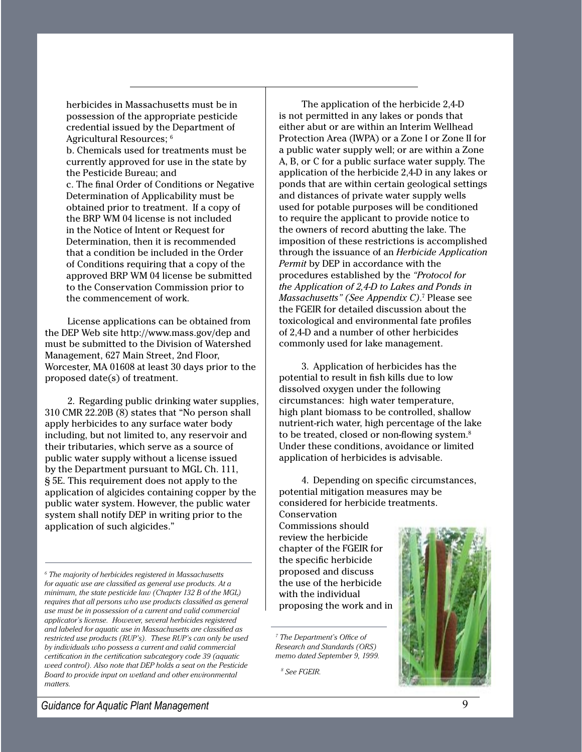herbicides in Massachusetts must be in possession of the appropriate pesticide credential issued by the Department of Agricultural Resources; [6]

b. Chemicals used for treatments must be currently approved for use in the state by the Pesticide Bureau; and

c. The final Order of Conditions or Negative Determination of Applicability must be obtained prior to treatment. If a copy of the BRP WM 04 license is not included in the Notice of Intent or Request for Determination, then it is recommended that a condition be included in the Order of Conditions requiring that a copy of the approved BRP WM 04 license be submitted to the Conservation Commission prior to the commencement of work.

License applications can be obtained from the DEP Web site http://www.mass.gov/dep and must be submitted to the Division of Watershed Management, 627 Main Street, 2nd Floor, Worcester, MA 01608 at least 30 days prior to the proposed date(s) of treatment.

2. Regarding public drinking water supplies, 310 CMR 22.20B (8) states that "No person shall apply herbicides to any surface water body including, but not limited to, any reservoir and their tributaries, which serve as a source of public water supply without a license issued by the Department pursuant to MGL Ch. 111, § 5E. This requirement does not apply to the application of algicides containing copper by the public water system. However, the public water system shall notify DEP in writing prior to the application of such algicides."

The application of the herbicide 2,4-D is not permitted in any lakes or ponds that either abut or are within an Interim Wellhead Protection Area (IWPA) or a Zone I or Zone II for a public water supply well; or are within a Zone A, B, or C for a public surface water supply. The application of the herbicide 2,4-D in any lakes or ponds that are within certain geological settings and distances of private water supply wells used for potable purposes will be conditioned to require the applicant to provide notice to the owners of record abutting the lake. The imposition of these restrictions is accomplished through the issuance of an *Herbicide Application Permit* by DEP in accordance with the procedures established by the *"Protocol for the Application of 2,4-D to Lakes and Ponds in Massachusetts" (See Appendix C)*.[7] Please see the FGEIR for detailed discussion about the toxicological and environmental fate profiles of 2,4-D and a number of other herbicides commonly used for lake management.

3. Application of herbicides has the potential to result in fish kills due to low dissolved oxygen under the following circumstances: high water temperature, high plant biomass to be controlled, shallow nutrient-rich water, high percentage of the lake to be treated, closed or non-flowing system.[8] Under these conditions, avoidance or limited application of herbicides is advisable.

4. Depending on specific circumstances, potential mitigation measures may be considered for herbicide treatments. Conservation Commissions should review the herbicide chapter of the FGEIR for the specific herbicide proposed and discuss the use of the herbicide with the individual proposing the work and in

---

*[6] The majority of herbicides registered in Massachusetts for aquatic use are classified as general use products. At a minimum, the state pesticide law (Chapter 132 B of the MGL) requires that all persons who use products classified as general use must be in possession of a current and valid commercial applicator's license. However, several herbicides registered and labeled for aquatic use in Massachusetts are classified as restricted use products (RUP's). These RUP's can only be used by individuals who possess a current and valid commercial certification in the certification subcategory code 39 (aquatic weed control). Also note that DEP holds a seat on the Pesticide Board to provide input on wetland and other environmental matters.*

*[7] The Department's Office of Research and Standards (ORS) memo dated September 9, 1999.*

*[8] See FGEIR.*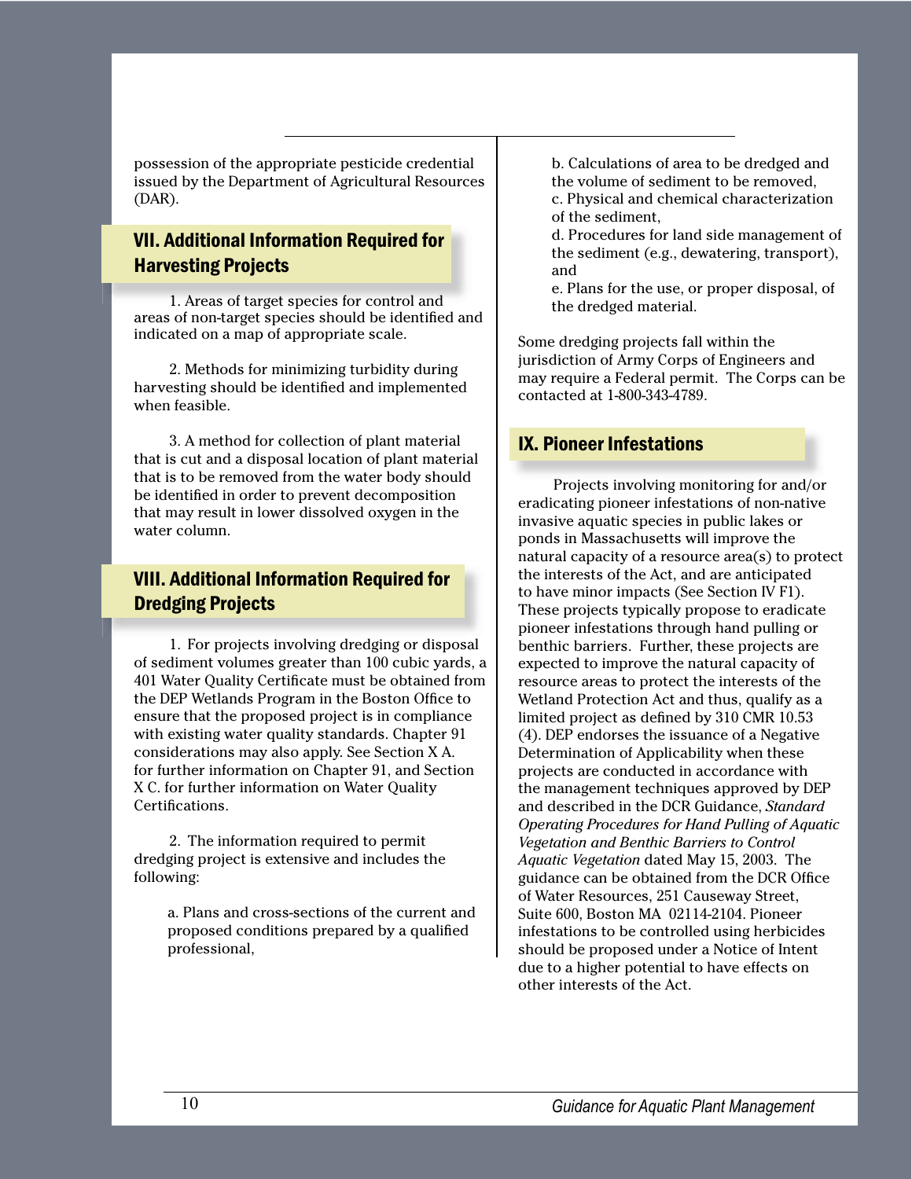possession of the appropriate pesticide credential issued by the Department of Agricultural Resources (DAR).

## VII. Additional Information Required for Harvesting Projects

1. Areas of target species for control and areas of non-target species should be identified and indicated on a map of appropriate scale.

2. Methods for minimizing turbidity during harvesting should be identified and implemented when feasible.

3. A method for collection of plant material that is cut and a disposal location of plant material that is to be removed from the water body should be identified in order to prevent decomposition that may result in lower dissolved oxygen in the water column.

## VIII. Additional Information Required for Dredging Projects

1. For projects involving dredging or disposal of sediment volumes greater than 100 cubic yards, a 401 Water Quality Certificate must be obtained from the DEP Wetlands Program in the Boston Office to ensure that the proposed project is in compliance with existing water quality standards. Chapter 91 considerations may also apply. See Section X A. for further information on Chapter 91, and Section X C. for further information on Water Quality Certifications.

2. The information required to permit dredging project is extensive and includes the following:

a. Plans and cross-sections of the current and proposed conditions prepared by a qualified professional,
b. Calculations of area to be dredged and the volume of sediment to be removed,
c. Physical and chemical characterization of the sediment,
d. Procedures for land side management of the sediment (e.g., dewatering, transport), and
e. Plans for the use, or proper disposal, of the dredged material.

Some dredging projects fall within the jurisdiction of Army Corps of Engineers and may require a Federal permit. The Corps can be contacted at 1-800-343-4789.

## IX. Pioneer Infestations

Projects involving monitoring for and/or eradicating pioneer infestations of non-native invasive aquatic species in public lakes or ponds in Massachusetts will improve the natural capacity of a resource area(s) to protect the interests of the Act, and are anticipated to have minor impacts (See Section IV F1). These projects typically propose to eradicate pioneer infestations through hand pulling or benthic barriers. Further, these projects are expected to improve the natural capacity of resource areas to protect the interests of the Wetland Protection Act and thus, qualify as a limited project as defined by 310 CMR 10.53 (4). DEP endorses the issuance of a Negative Determination of Applicability when these projects are conducted in accordance with the management techniques approved by DEP and described in the DCR Guidance, *Standard Operating Procedures for Hand Pulling of Aquatic Vegetation and Benthic Barriers to Control Aquatic Vegetation* dated May 15, 2003. The guidance can be obtained from the DCR Office of Water Resources, 251 Causeway Street, Suite 600, Boston MA 02114-2104. Pioneer infestations to be controlled using herbicides should be proposed under a Notice of Intent due to a higher potential to have effects on other interests of the Act.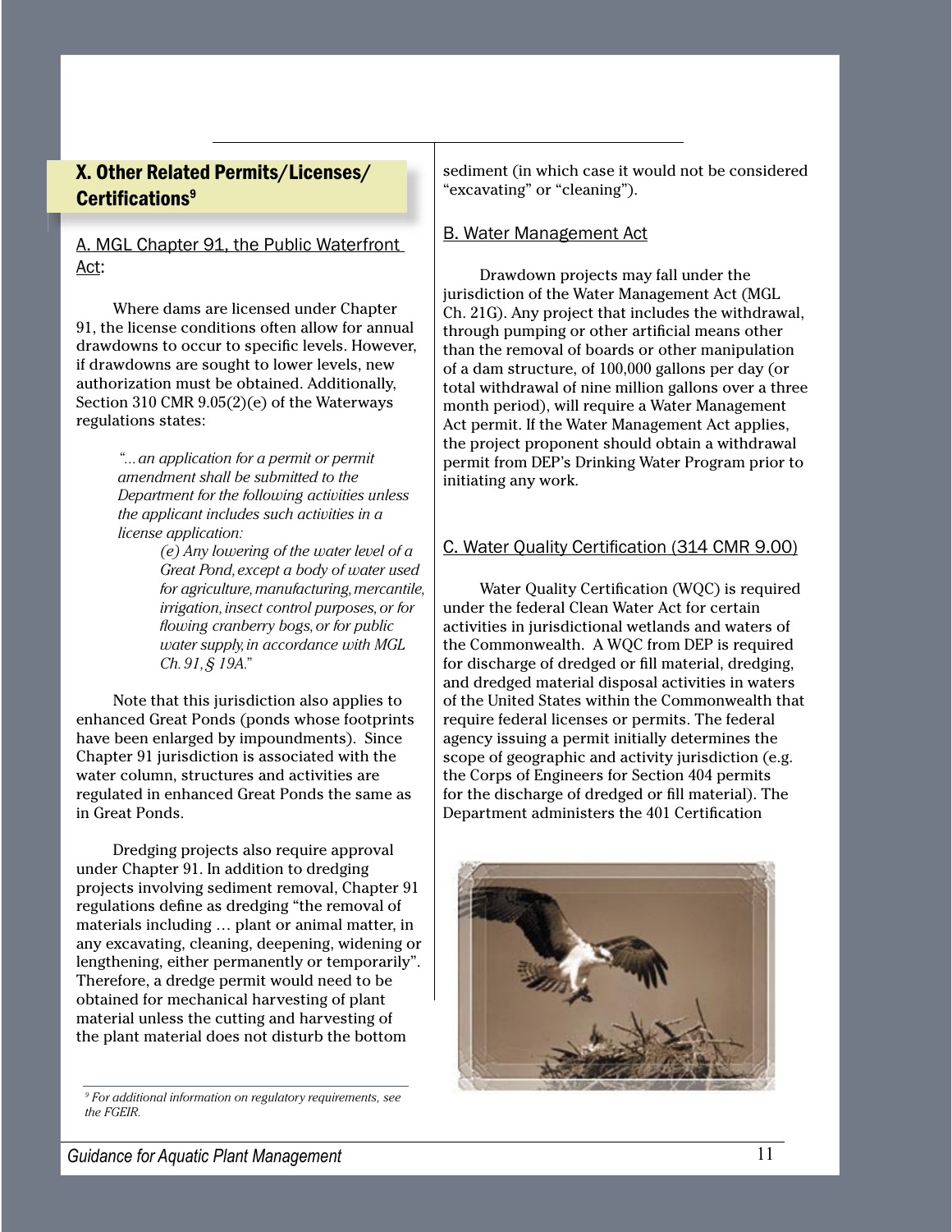## X. Other Related Permits/Licenses/ Certifications[9]

### A. MGL Chapter 91, the Public Waterfront Act:

Where dams are licensed under Chapter 91, the license conditions often allow for annual drawdowns to occur to specific levels. However, if drawdowns are sought to lower levels, new authorization must be obtained. Additionally, Section 310 CMR 9.05(2)(e) of the Waterways regulations states:

> *"... an application for a permit or permit amendment shall be submitted to the Department for the following activities unless the applicant includes such activities in a license application:*
>
> > *(e) Any lowering of the water level of a Great Pond, except a body of water used for agriculture, manufacturing, mercantile, irrigation, insect control purposes, or for flowing cranberry bogs, or for public water supply, in accordance with MGL Ch. 91, § 19A."*

Note that this jurisdiction also applies to enhanced Great Ponds (ponds whose footprints have been enlarged by impoundments). Since Chapter 91 jurisdiction is associated with the water column, structures and activities are regulated in enhanced Great Ponds the same as in Great Ponds.

Dredging projects also require approval under Chapter 91. In addition to dredging projects involving sediment removal, Chapter 91 regulations define as dredging "the removal of materials including … plant or animal matter, in any excavating, cleaning, deepening, widening or lengthening, either permanently or temporarily". Therefore, a dredge permit would need to be obtained for mechanical harvesting of plant material unless the cutting and harvesting of the plant material does not disturb the bottom sediment (in which case it would not be considered "excavating" or "cleaning").

### B. Water Management Act

Drawdown projects may fall under the jurisdiction of the Water Management Act (MGL Ch. 21G). Any project that includes the withdrawal, through pumping or other artificial means other than the removal of boards or other manipulation of a dam structure, of 100,000 gallons per day (or total withdrawal of nine million gallons over a three month period), will require a Water Management Act permit. If the Water Management Act applies, the project proponent should obtain a withdrawal permit from DEP's Drinking Water Program prior to initiating any work.

### C. Water Quality Certification (314 CMR 9.00)

Water Quality Certification (WQC) is required under the federal Clean Water Act for certain activities in jurisdictional wetlands and waters of the Commonwealth. A WQC from DEP is required for discharge of dredged or fill material, dredging, and dredged material disposal activities in waters of the United States within the Commonwealth that require federal licenses or permits. The federal agency issuing a permit initially determines the scope of geographic and activity jurisdiction (e.g. the Corps of Engineers for Section 404 permits for the discharge of dredged or fill material). The Department administers the 401 Certification

---

[9] *For additional information on regulatory requirements, see the FGEIR.*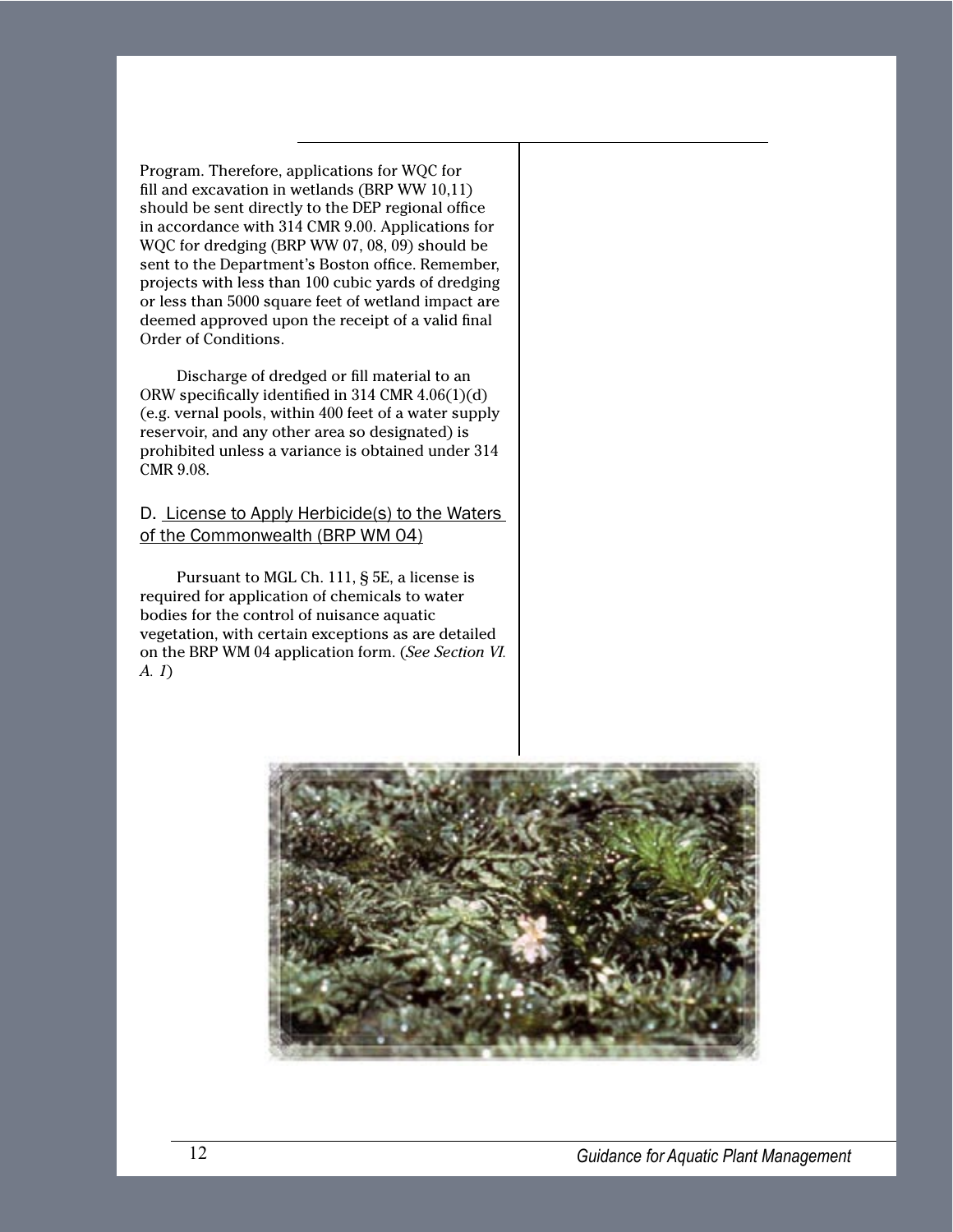Program. Therefore, applications for WQC for fill and excavation in wetlands (BRP WW 10,11) should be sent directly to the DEP regional office in accordance with 314 CMR 9.00. Applications for WQC for dredging (BRP WW 07, 08, 09) should be sent to the Department's Boston office. Remember, projects with less than 100 cubic yards of dredging or less than 5000 square feet of wetland impact are deemed approved upon the receipt of a valid final Order of Conditions.

Discharge of dredged or fill material to an ORW specifically identified in 314 CMR 4.06(1)(d) (e.g. vernal pools, within 400 feet of a water supply reservoir, and any other area so designated) is prohibited unless a variance is obtained under 314 CMR 9.08.

### D. License to Apply Herbicide(s) to the Waters of the Commonwealth (BRP WM 04)

Pursuant to MGL Ch. 111, § 5E, a license is required for application of chemicals to water bodies for the control of nuisance aquatic vegetation, with certain exceptions as are detailed on the BRP WM 04 application form. (*See Section VI. A. 1*)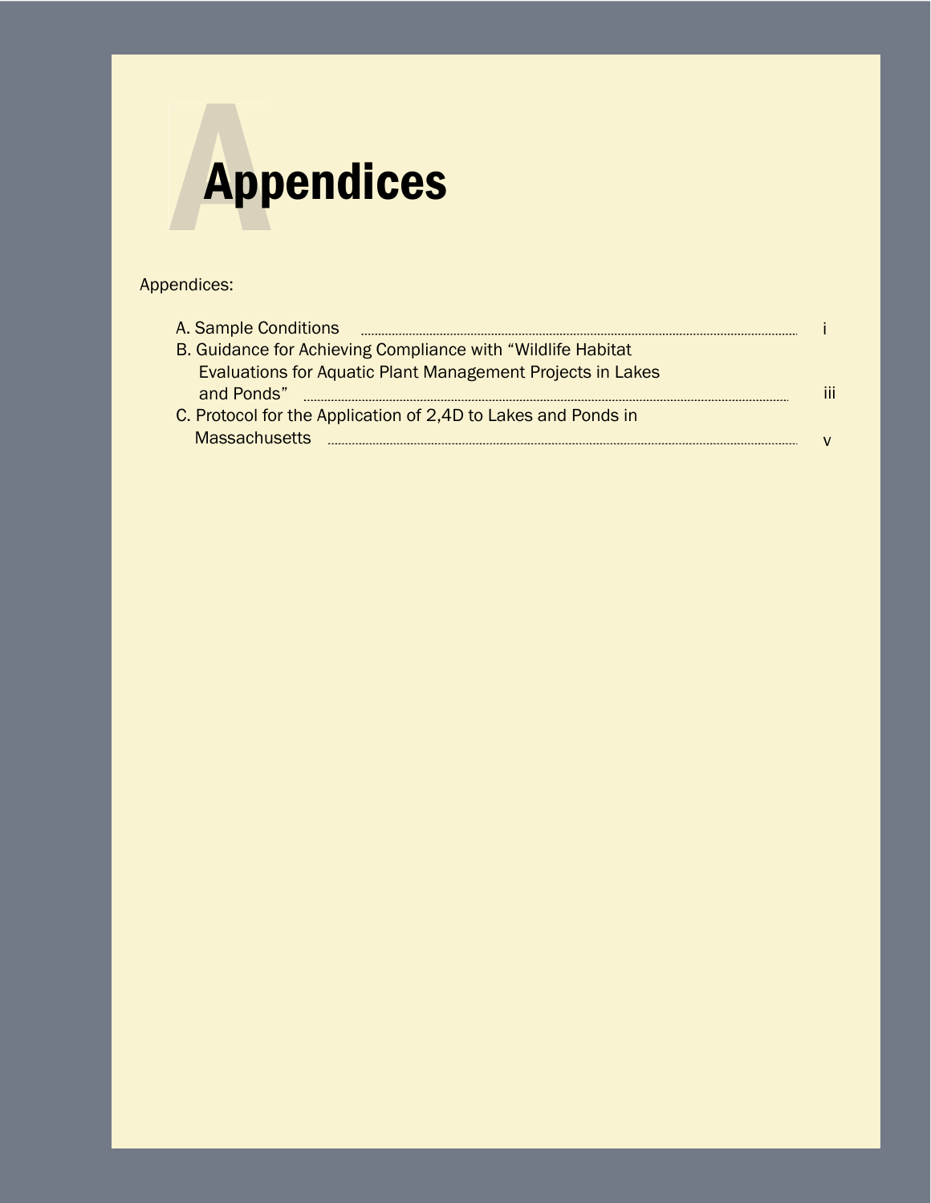# Appendices

Appendices:

- A. Sample Conditions ........ i
- B. Guidance for Achieving Compliance with "Wildlife Habitat Evaluations for Aquatic Plant Management Projects in Lakes and Ponds" ........ iii
- C. Protocol for the Application of 2,4D to Lakes and Ponds in Massachusetts ........ v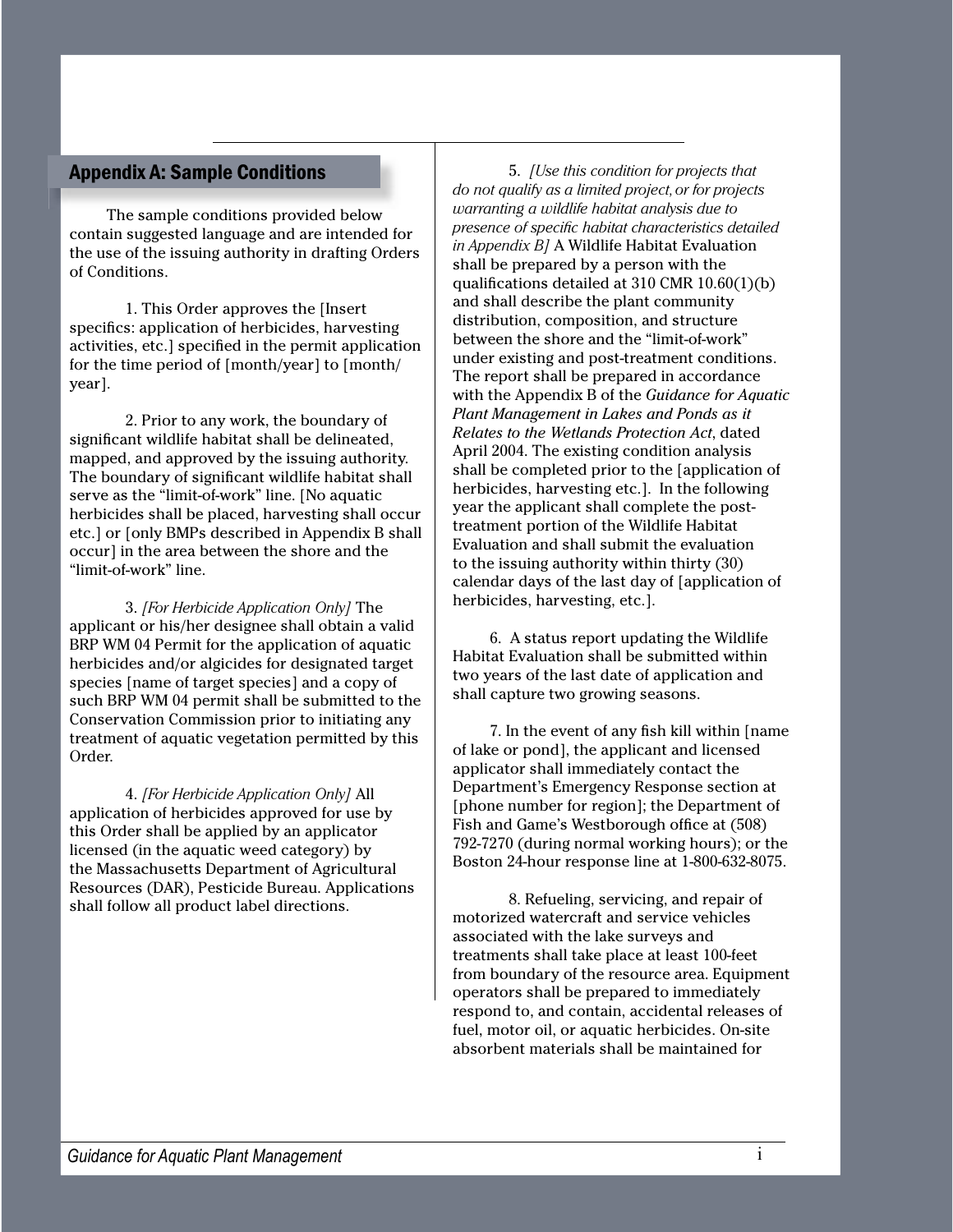## Appendix A: Sample Conditions

The sample conditions provided below contain suggested language and are intended for the use of the issuing authority in drafting Orders of Conditions.

1. This Order approves the [Insert specifics: application of herbicides, harvesting activities, etc.] specified in the permit application for the time period of [month/year] to [month/year].

2. Prior to any work, the boundary of significant wildlife habitat shall be delineated, mapped, and approved by the issuing authority. The boundary of significant wildlife habitat shall serve as the "limit-of-work" line. [No aquatic herbicides shall be placed, harvesting shall occur etc.] or [only BMPs described in Appendix B shall occur] in the area between the shore and the "limit-of-work" line.

3. *[For Herbicide Application Only]* The applicant or his/her designee shall obtain a valid BRP WM 04 Permit for the application of aquatic herbicides and/or algicides for designated target species [name of target species] and a copy of such BRP WM 04 permit shall be submitted to the Conservation Commission prior to initiating any treatment of aquatic vegetation permitted by this Order.

4. *[For Herbicide Application Only]* All application of herbicides approved for use by this Order shall be applied by an applicator licensed (in the aquatic weed category) by the Massachusetts Department of Agricultural Resources (DAR), Pesticide Bureau. Applications shall follow all product label directions.

5. *[Use this condition for projects that do not qualify as a limited project, or for projects warranting a wildlife habitat analysis due to presence of specific habitat characteristics detailed in Appendix B]* A Wildlife Habitat Evaluation shall be prepared by a person with the qualifications detailed at 310 CMR 10.60(1)(b) and shall describe the plant community distribution, composition, and structure between the shore and the "limit-of-work" under existing and post-treatment conditions. The report shall be prepared in accordance with the Appendix B of the *Guidance for Aquatic Plant Management in Lakes and Ponds as it Relates to the Wetlands Protection Act*, dated April 2004. The existing condition analysis shall be completed prior to the [application of herbicides, harvesting etc.]. In the following year the applicant shall complete the post-treatment portion of the Wildlife Habitat Evaluation and shall submit the evaluation to the issuing authority within thirty (30) calendar days of the last day of [application of herbicides, harvesting, etc.].

6. A status report updating the Wildlife Habitat Evaluation shall be submitted within two years of the last date of application and shall capture two growing seasons.

7. In the event of any fish kill within [name of lake or pond], the applicant and licensed applicator shall immediately contact the Department's Emergency Response section at [phone number for region]; the Department of Fish and Game's Westborough office at (508) 792-7270 (during normal working hours); or the Boston 24-hour response line at 1-800-632-8075.

8. Refueling, servicing, and repair of motorized watercraft and service vehicles associated with the lake surveys and treatments shall take place at least 100-feet from boundary of the resource area. Equipment operators shall be prepared to immediately respond to, and contain, accidental releases of fuel, motor oil, or aquatic herbicides. On-site absorbent materials shall be maintained for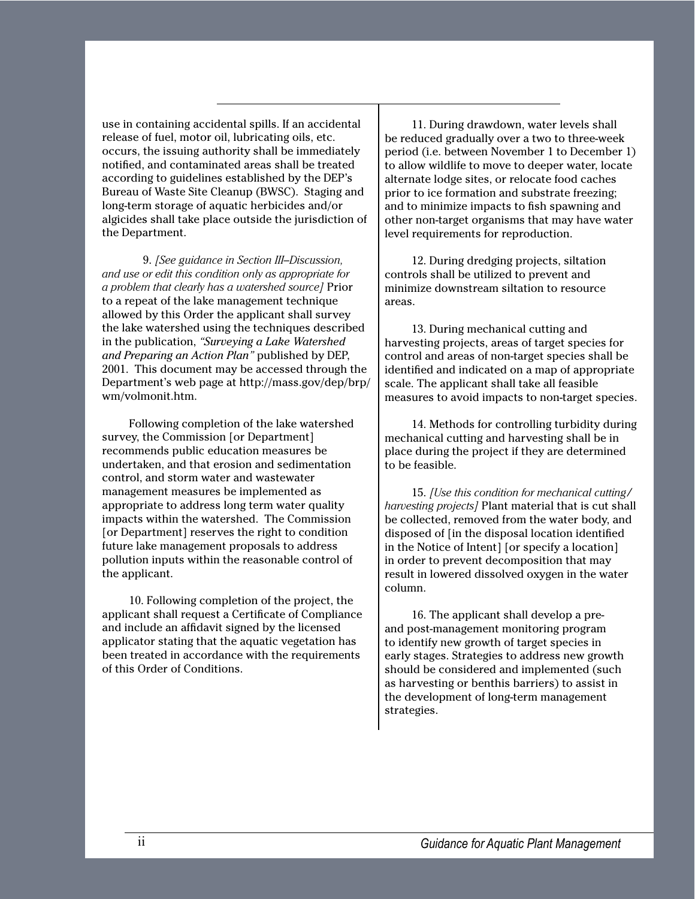use in containing accidental spills. If an accidental release of fuel, motor oil, lubricating oils, etc. occurs, the issuing authority shall be immediately notified, and contaminated areas shall be treated according to guidelines established by the DEP's Bureau of Waste Site Cleanup (BWSC). Staging and long-term storage of aquatic herbicides and/or algicides shall take place outside the jurisdiction of the Department.

9. *[See guidance in Section III–Discussion, and use or edit this condition only as appropriate for a problem that clearly has a watershed source]* Prior to a repeat of the lake management technique allowed by this Order the applicant shall survey the lake watershed using the techniques described in the publication, *"Surveying a Lake Watershed and Preparing an Action Plan"* published by DEP, 2001. This document may be accessed through the Department's web page at http://mass.gov/dep/brp/wm/volmonit.htm.

Following completion of the lake watershed survey, the Commission [or Department] recommends public education measures be undertaken, and that erosion and sedimentation control, and storm water and wastewater management measures be implemented as appropriate to address long term water quality impacts within the watershed. The Commission [or Department] reserves the right to condition future lake management proposals to address pollution inputs within the reasonable control of the applicant.

10. Following completion of the project, the applicant shall request a Certificate of Compliance and include an affidavit signed by the licensed applicator stating that the aquatic vegetation has been treated in accordance with the requirements of this Order of Conditions.

11. During drawdown, water levels shall be reduced gradually over a two to three-week period (i.e. between November 1 to December 1) to allow wildlife to move to deeper water, locate alternate lodge sites, or relocate food caches prior to ice formation and substrate freezing; and to minimize impacts to fish spawning and other non-target organisms that may have water level requirements for reproduction.

12. During dredging projects, siltation controls shall be utilized to prevent and minimize downstream siltation to resource areas.

13. During mechanical cutting and harvesting projects, areas of target species for control and areas of non-target species shall be identified and indicated on a map of appropriate scale. The applicant shall take all feasible measures to avoid impacts to non-target species.

14. Methods for controlling turbidity during mechanical cutting and harvesting shall be in place during the project if they are determined to be feasible.

15. *[Use this condition for mechanical cutting/harvesting projects]* Plant material that is cut shall be collected, removed from the water body, and disposed of [in the disposal location identified in the Notice of Intent] [or specify a location] in order to prevent decomposition that may result in lowered dissolved oxygen in the water column.

16. The applicant shall develop a pre- and post-management monitoring program to identify new growth of target species in early stages. Strategies to address new growth should be considered and implemented (such as harvesting or benthis barriers) to assist in the development of long-term management strategies.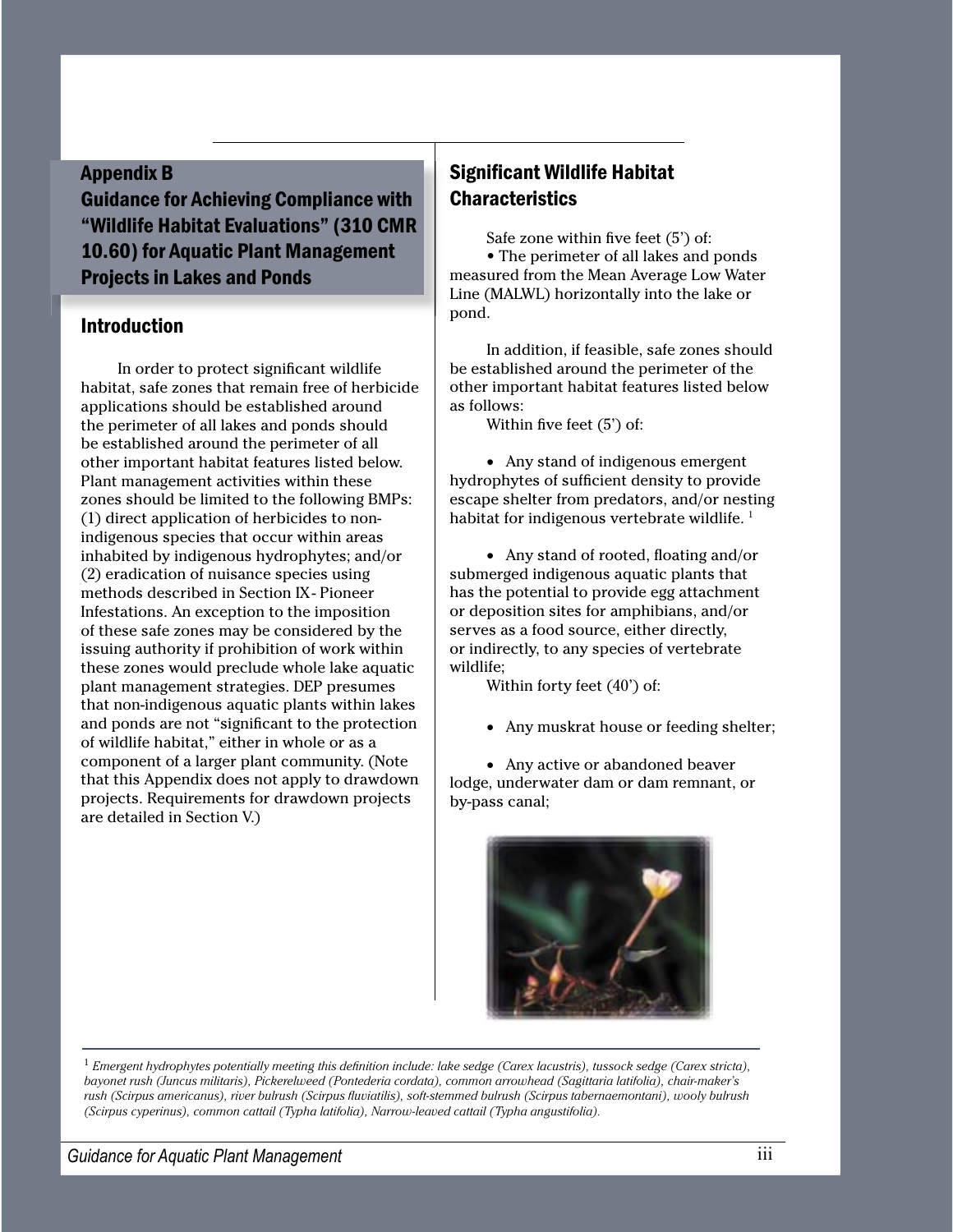## Appendix B
## Guidance for Achieving Compliance with "Wildlife Habitat Evaluations" (310 CMR 10.60) for Aquatic Plant Management Projects in Lakes and Ponds

### Introduction

In order to protect significant wildlife habitat, safe zones that remain free of herbicide applications should be established around the perimeter of all lakes and ponds should be established around the perimeter of all other important habitat features listed below. Plant management activities within these zones should be limited to the following BMPs: (1) direct application of herbicides to non-indigenous species that occur within areas inhabited by indigenous hydrophytes; and/or (2) eradication of nuisance species using methods described in Section IX- Pioneer Infestations. An exception to the imposition of these safe zones may be considered by the issuing authority if prohibition of work within these zones would preclude whole lake aquatic plant management strategies. DEP presumes that non-indigenous aquatic plants within lakes and ponds are not "significant to the protection of wildlife habitat," either in whole or as a component of a larger plant community. (Note that this Appendix does not apply to drawdown projects. Requirements for drawdown projects are detailed in Section V.)

### Significant Wildlife Habitat Characteristics

Safe zone within five feet (5') of:

• The perimeter of all lakes and ponds measured from the Mean Average Low Water Line (MALWL) horizontally into the lake or pond.

In addition, if feasible, safe zones should be established around the perimeter of the other important habitat features listed below as follows:

Within five feet (5') of:

- Any stand of indigenous emergent hydrophytes of sufficient density to provide escape shelter from predators, and/or nesting habitat for indigenous vertebrate wildlife. [1]

- Any stand of rooted, floating and/or submerged indigenous aquatic plants that has the potential to provide egg attachment or deposition sites for amphibians, and/or serves as a food source, either directly, or indirectly, to any species of vertebrate wildlife;

Within forty feet (40') of:

- Any muskrat house or feeding shelter;

- Any active or abandoned beaver lodge, underwater dam or dam remnant, or by-pass canal;

[1] *Emergent hydrophytes potentially meeting this definition include: lake sedge (Carex lacustris), tussock sedge (Carex stricta), bayonet rush (Juncus militaris), Pickerelweed (Pontederia cordata), common arrowhead (Sagittaria latifolia), chair-maker's rush (Scirpus americanus), river bulrush (Scirpus fluviatilis), soft-stemmed bulrush (Scirpus tabernaemontani), wooly bulrush (Scirpus cyperinus), common cattail (Typha latifolia), Narrow-leaved cattail (Typha angustifolia).*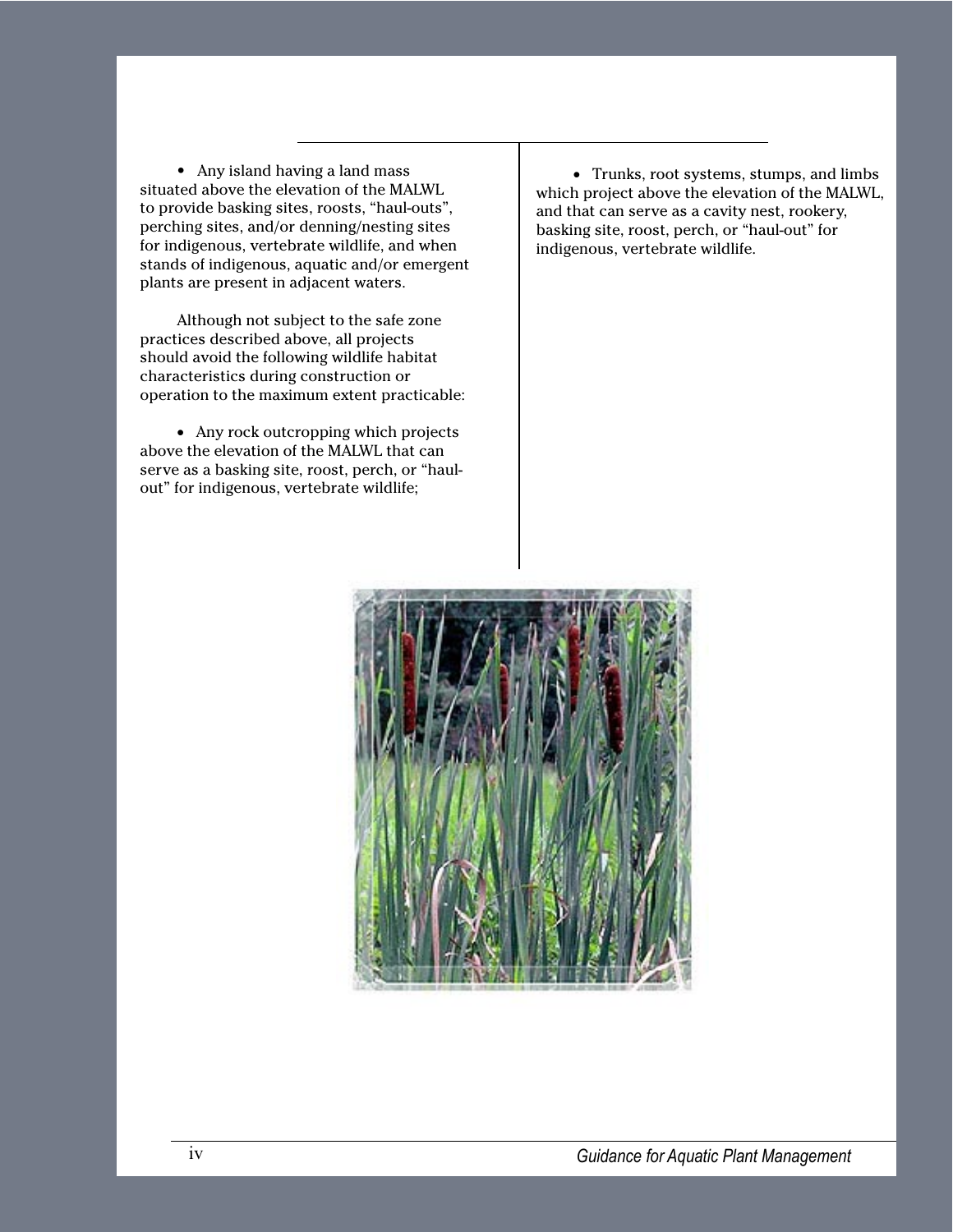- Any island having a land mass situated above the elevation of the MALWL to provide basking sites, roosts, "haul-outs", perching sites, and/or denning/nesting sites for indigenous, vertebrate wildlife, and when stands of indigenous, aquatic and/or emergent plants are present in adjacent waters.

Although not subject to the safe zone practices described above, all projects should avoid the following wildlife habitat characteristics during construction or operation to the maximum extent practicable:

- Any rock outcropping which projects above the elevation of the MALWL that can serve as a basking site, roost, perch, or "haul-out" for indigenous, vertebrate wildlife;

- Trunks, root systems, stumps, and limbs which project above the elevation of the MALWL, and that can serve as a cavity nest, rookery, basking site, roost, perch, or "haul-out" for indigenous, vertebrate wildlife.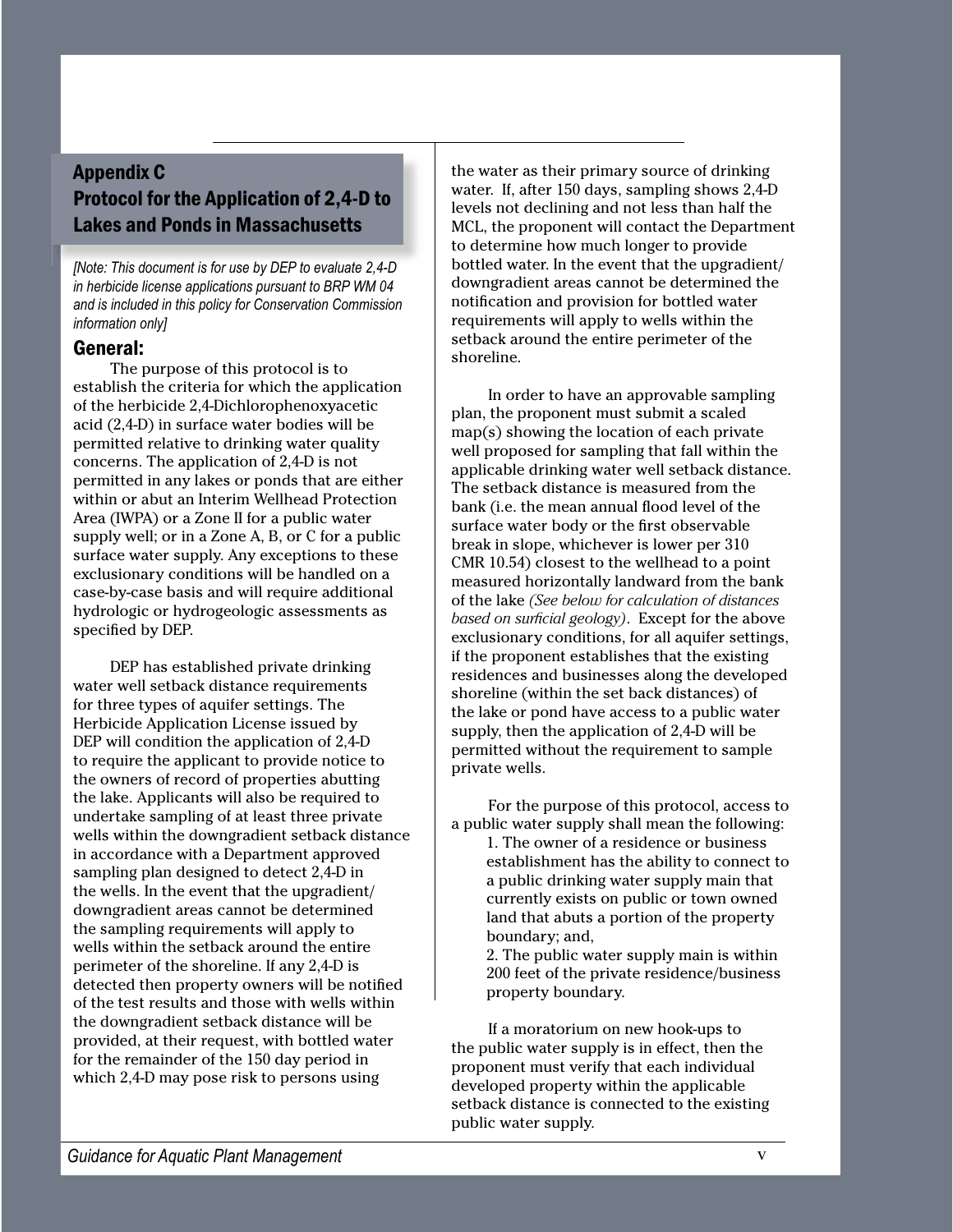## Appendix C
## Protocol for the Application of 2,4-D to Lakes and Ponds in Massachusetts

*[Note: This document is for use by DEP to evaluate 2,4-D in herbicide license applications pursuant to BRP WM 04 and is included in this policy for Conservation Commission information only]*

### General:

The purpose of this protocol is to establish the criteria for which the application of the herbicide 2,4-Dichlorophenoxyacetic acid (2,4-D) in surface water bodies will be permitted relative to drinking water quality concerns. The application of 2,4-D is not permitted in any lakes or ponds that are either within or abut an Interim Wellhead Protection Area (IWPA) or a Zone II for a public water supply well; or in a Zone A, B, or C for a public surface water supply. Any exceptions to these exclusionary conditions will be handled on a case-by-case basis and will require additional hydrologic or hydrogeologic assessments as specified by DEP.

DEP has established private drinking water well setback distance requirements for three types of aquifer settings. The Herbicide Application License issued by DEP will condition the application of 2,4-D to require the applicant to provide notice to the owners of record of properties abutting the lake. Applicants will also be required to undertake sampling of at least three private wells within the downgradient setback distance in accordance with a Department approved sampling plan designed to detect 2,4-D in the wells. In the event that the upgradient/downgradient areas cannot be determined the sampling requirements will apply to wells within the setback around the entire perimeter of the shoreline. If any 2,4-D is detected then property owners will be notified of the test results and those with wells within the downgradient setback distance will be provided, at their request, with bottled water for the remainder of the 150 day period in which 2,4-D may pose risk to persons using the water as their primary source of drinking water. If, after 150 days, sampling shows 2,4-D levels not declining and not less than half the MCL, the proponent will contact the Department to determine how much longer to provide bottled water. In the event that the upgradient/downgradient areas cannot be determined the notification and provision for bottled water requirements will apply to wells within the setback around the entire perimeter of the shoreline.

In order to have an approvable sampling plan, the proponent must submit a scaled map(s) showing the location of each private well proposed for sampling that fall within the applicable drinking water well setback distance. The setback distance is measured from the bank (i.e. the mean annual flood level of the surface water body or the first observable break in slope, whichever is lower per 310 CMR 10.54) closest to the wellhead to a point measured horizontally landward from the bank of the lake *(See below for calculation of distances based on surficial geology)*. Except for the above exclusionary conditions, for all aquifer settings, if the proponent establishes that the existing residences and businesses along the developed shoreline (within the set back distances) of the lake or pond have access to a public water supply, then the application of 2,4-D will be permitted without the requirement to sample private wells.

For the purpose of this protocol, access to a public water supply shall mean the following:

1. The owner of a residence or business establishment has the ability to connect to a public drinking water supply main that currently exists on public or town owned land that abuts a portion of the property boundary; and,
2. The public water supply main is within 200 feet of the private residence/business property boundary.

If a moratorium on new hook-ups to the public water supply is in effect, then the proponent must verify that each individual developed property within the applicable setback distance is connected to the existing public water supply.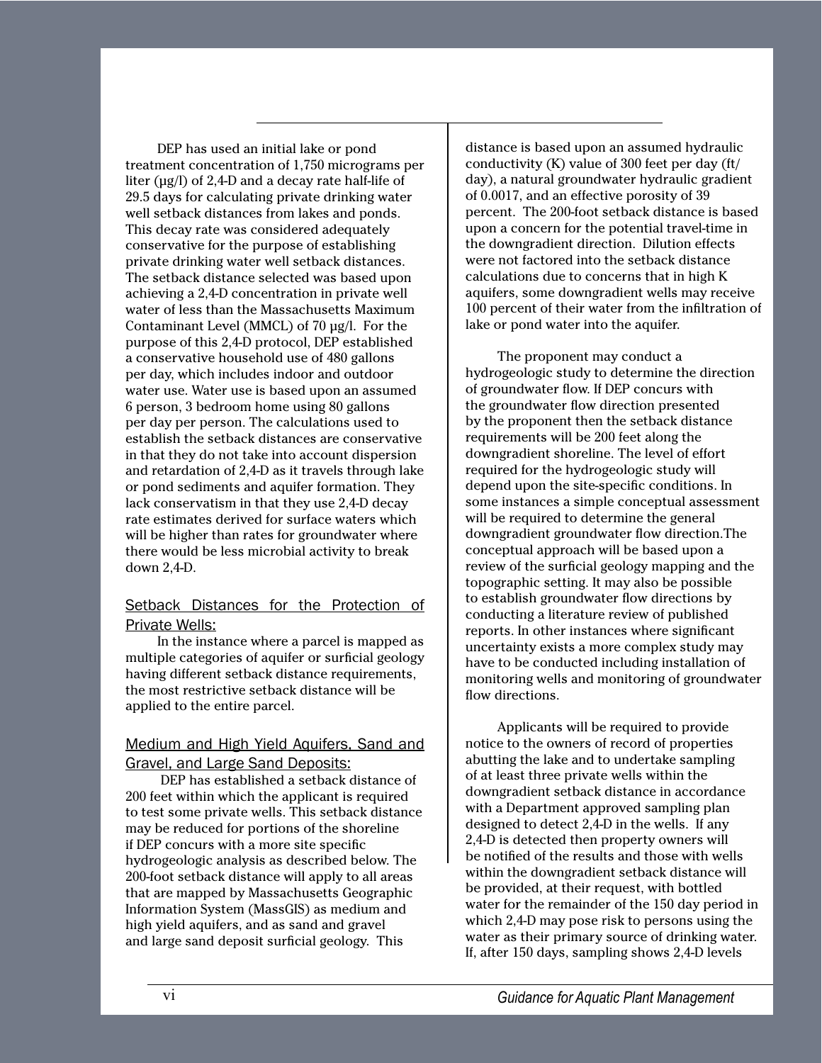DEP has used an initial lake or pond treatment concentration of 1,750 micrograms per liter (µg/l) of 2,4-D and a decay rate half-life of 29.5 days for calculating private drinking water well setback distances from lakes and ponds. This decay rate was considered adequately conservative for the purpose of establishing private drinking water well setback distances. The setback distance selected was based upon achieving a 2,4-D concentration in private well water of less than the Massachusetts Maximum Contaminant Level (MMCL) of 70 µg/l. For the purpose of this 2,4-D protocol, DEP established a conservative household use of 480 gallons per day, which includes indoor and outdoor water use. Water use is based upon an assumed 6 person, 3 bedroom home using 80 gallons per day per person. The calculations used to establish the setback distances are conservative in that they do not take into account dispersion and retardation of 2,4-D as it travels through lake or pond sediments and aquifer formation. They lack conservatism in that they use 2,4-D decay rate estimates derived for surface waters which will be higher than rates for groundwater where there would be less microbial activity to break down 2,4-D.

## Setback Distances for the Protection of Private Wells:

In the instance where a parcel is mapped as multiple categories of aquifer or surficial geology having different setback distance requirements, the most restrictive setback distance will be applied to the entire parcel.

## Medium and High Yield Aquifers, Sand and Gravel, and Large Sand Deposits:

DEP has established a setback distance of 200 feet within which the applicant is required to test some private wells. This setback distance may be reduced for portions of the shoreline if DEP concurs with a more site specific hydrogeologic analysis as described below. The 200-foot setback distance will apply to all areas that are mapped by Massachusetts Geographic Information System (MassGIS) as medium and high yield aquifers, and as sand and gravel and large sand deposit surficial geology. This distance is based upon an assumed hydraulic conductivity (K) value of 300 feet per day (ft/day), a natural groundwater hydraulic gradient of 0.0017, and an effective porosity of 39 percent. The 200-foot setback distance is based upon a concern for the potential travel-time in the downgradient direction. Dilution effects were not factored into the setback distance calculations due to concerns that in high K aquifers, some downgradient wells may receive 100 percent of their water from the infiltration of lake or pond water into the aquifer.

The proponent may conduct a hydrogeologic study to determine the direction of groundwater flow. If DEP concurs with the groundwater flow direction presented by the proponent then the setback distance requirements will be 200 feet along the downgradient shoreline. The level of effort required for the hydrogeologic study will depend upon the site-specific conditions. In some instances a simple conceptual assessment will be required to determine the general downgradient groundwater flow direction.The conceptual approach will be based upon a review of the surficial geology mapping and the topographic setting. It may also be possible to establish groundwater flow directions by conducting a literature review of published reports. In other instances where significant uncertainty exists a more complex study may have to be conducted including installation of monitoring wells and monitoring of groundwater flow directions.

Applicants will be required to provide notice to the owners of record of properties abutting the lake and to undertake sampling of at least three private wells within the downgradient setback distance in accordance with a Department approved sampling plan designed to detect 2,4-D in the wells. If any 2,4-D is detected then property owners will be notified of the results and those with wells within the downgradient setback distance will be provided, at their request, with bottled water for the remainder of the 150 day period in which 2,4-D may pose risk to persons using the water as their primary source of drinking water. If, after 150 days, sampling shows 2,4-D levels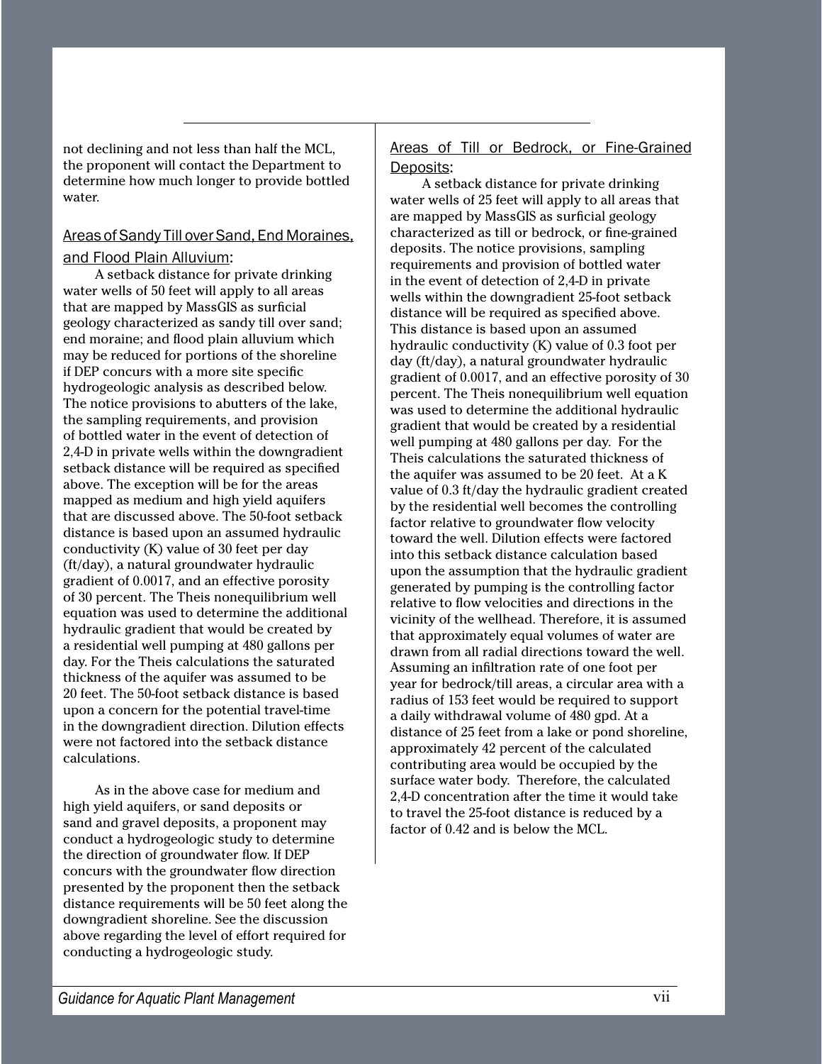not declining and not less than half the MCL, the proponent will contact the Department to determine how much longer to provide bottled water.

## Areas of Sandy Till over Sand, End Moraines, and Flood Plain Alluvium:

A setback distance for private drinking water wells of 50 feet will apply to all areas that are mapped by MassGIS as surficial geology characterized as sandy till over sand; end moraine; and flood plain alluvium which may be reduced for portions of the shoreline if DEP concurs with a more site specific hydrogeologic analysis as described below. The notice provisions to abutters of the lake, the sampling requirements, and provision of bottled water in the event of detection of 2,4-D in private wells within the downgradient setback distance will be required as specified above. The exception will be for the areas mapped as medium and high yield aquifers that are discussed above. The 50-foot setback distance is based upon an assumed hydraulic conductivity (K) value of 30 feet per day (ft/day), a natural groundwater hydraulic gradient of 0.0017, and an effective porosity of 30 percent. The Theis nonequilibrium well equation was used to determine the additional hydraulic gradient that would be created by a residential well pumping at 480 gallons per day. For the Theis calculations the saturated thickness of the aquifer was assumed to be 20 feet. The 50-foot setback distance is based upon a concern for the potential travel-time in the downgradient direction. Dilution effects were not factored into the setback distance calculations.

As in the above case for medium and high yield aquifers, or sand deposits or sand and gravel deposits, a proponent may conduct a hydrogeologic study to determine the direction of groundwater flow. If DEP concurs with the groundwater flow direction presented by the proponent then the setback distance requirements will be 50 feet along the downgradient shoreline. See the discussion above regarding the level of effort required for conducting a hydrogeologic study.

## Areas of Till or Bedrock, or Fine-Grained Deposits:

A setback distance for private drinking water wells of 25 feet will apply to all areas that are mapped by MassGIS as surficial geology characterized as till or bedrock, or fine-grained deposits. The notice provisions, sampling requirements and provision of bottled water in the event of detection of 2,4-D in private wells within the downgradient 25-foot setback distance will be required as specified above. This distance is based upon an assumed hydraulic conductivity (K) value of 0.3 foot per day (ft/day), a natural groundwater hydraulic gradient of 0.0017, and an effective porosity of 30 percent. The Theis nonequilibrium well equation was used to determine the additional hydraulic gradient that would be created by a residential well pumping at 480 gallons per day. For the Theis calculations the saturated thickness of the aquifer was assumed to be 20 feet. At a K value of 0.3 ft/day the hydraulic gradient created by the residential well becomes the controlling factor relative to groundwater flow velocity toward the well. Dilution effects were factored into this setback distance calculation based upon the assumption that the hydraulic gradient generated by pumping is the controlling factor relative to flow velocities and directions in the vicinity of the wellhead. Therefore, it is assumed that approximately equal volumes of water are drawn from all radial directions toward the well. Assuming an infiltration rate of one foot per year for bedrock/till areas, a circular area with a radius of 153 feet would be required to support a daily withdrawal volume of 480 gpd. At a distance of 25 feet from a lake or pond shoreline, approximately 42 percent of the calculated contributing area would be occupied by the surface water body. Therefore, the calculated 2,4-D concentration after the time it would take to travel the 25-foot distance is reduced by a factor of 0.42 and is below the MCL.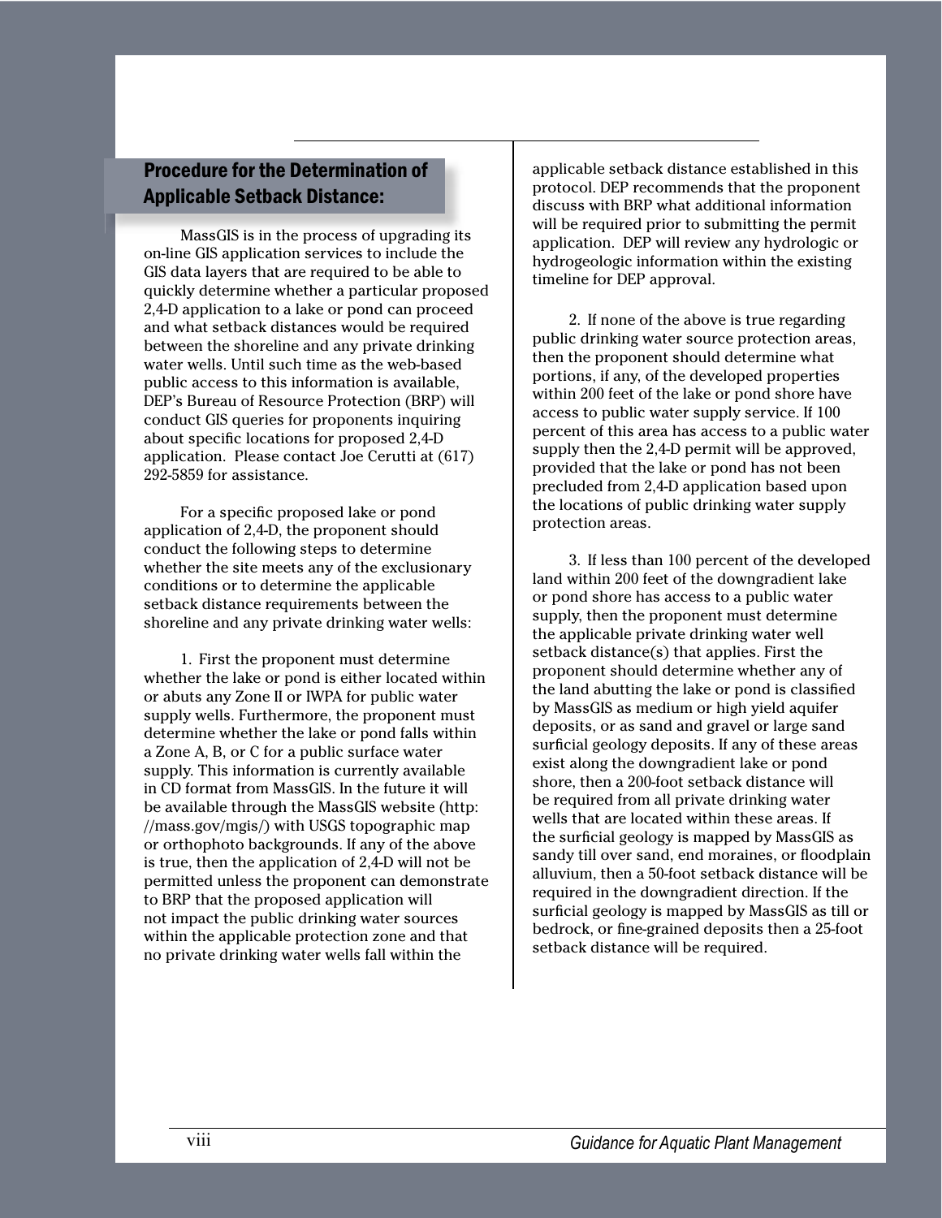## Procedure for the Determination of Applicable Setback Distance:

MassGIS is in the process of upgrading its on-line GIS application services to include the GIS data layers that are required to be able to quickly determine whether a particular proposed 2,4-D application to a lake or pond can proceed and what setback distances would be required between the shoreline and any private drinking water wells. Until such time as the web-based public access to this information is available, DEP's Bureau of Resource Protection (BRP) will conduct GIS queries for proponents inquiring about specific locations for proposed 2,4-D application. Please contact Joe Cerutti at (617) 292-5859 for assistance.

For a specific proposed lake or pond application of 2,4-D, the proponent should conduct the following steps to determine whether the site meets any of the exclusionary conditions or to determine the applicable setback distance requirements between the shoreline and any private drinking water wells:

1. First the proponent must determine whether the lake or pond is either located within or abuts any Zone II or IWPA for public water supply wells. Furthermore, the proponent must determine whether the lake or pond falls within a Zone A, B, or C for a public surface water supply. This information is currently available in CD format from MassGIS. In the future it will be available through the MassGIS website (http://mass.gov/mgis/) with USGS topographic map or orthophoto backgrounds. If any of the above is true, then the application of 2,4-D will not be permitted unless the proponent can demonstrate to BRP that the proposed application will not impact the public drinking water sources within the applicable protection zone and that no private drinking water wells fall within the applicable setback distance established in this protocol. DEP recommends that the proponent discuss with BRP what additional information will be required prior to submitting the permit application. DEP will review any hydrologic or hydrogeologic information within the existing timeline for DEP approval.

2. If none of the above is true regarding public drinking water source protection areas, then the proponent should determine what portions, if any, of the developed properties within 200 feet of the lake or pond shore have access to public water supply service. If 100 percent of this area has access to a public water supply then the 2,4-D permit will be approved, provided that the lake or pond has not been precluded from 2,4-D application based upon the locations of public drinking water supply protection areas.

3. If less than 100 percent of the developed land within 200 feet of the downgradient lake or pond shore has access to a public water supply, then the proponent must determine the applicable private drinking water well setback distance(s) that applies. First the proponent should determine whether any of the land abutting the lake or pond is classified by MassGIS as medium or high yield aquifer deposits, or as sand and gravel or large sand surficial geology deposits. If any of these areas exist along the downgradient lake or pond shore, then a 200-foot setback distance will be required from all private drinking water wells that are located within these areas. If the surficial geology is mapped by MassGIS as sandy till over sand, end moraines, or floodplain alluvium, then a 50-foot setback distance will be required in the downgradient direction. If the surficial geology is mapped by MassGIS as till or bedrock, or fine-grained deposits then a 25-foot setback distance will be required.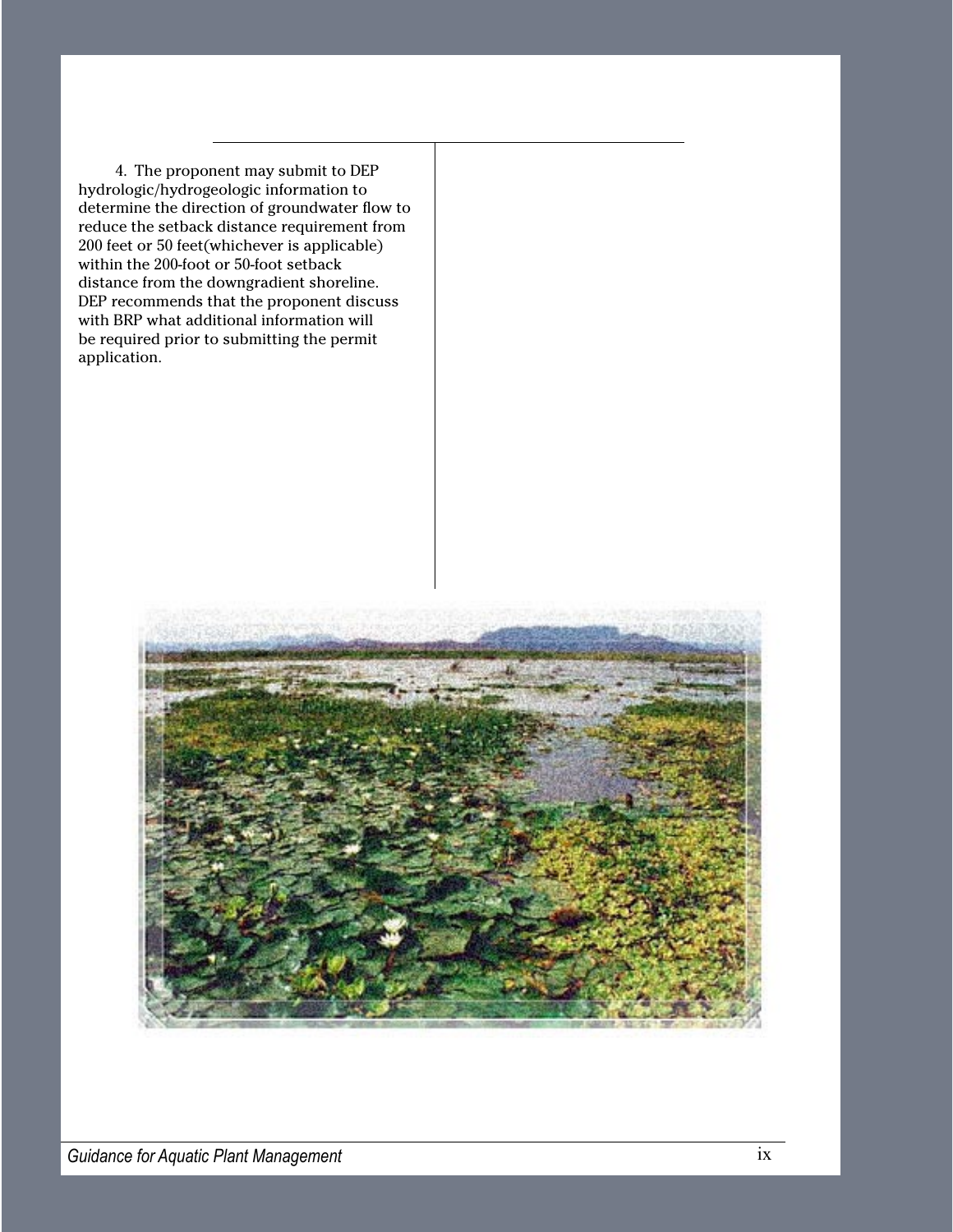4. The proponent may submit to DEP hydrologic/hydrogeologic information to determine the direction of groundwater flow to reduce the setback distance requirement from 200 feet or 50 feet(whichever is applicable) within the 200-foot or 50-foot setback distance from the downgradient shoreline. DEP recommends that the proponent discuss with BRP what additional information will be required prior to submitting the permit application.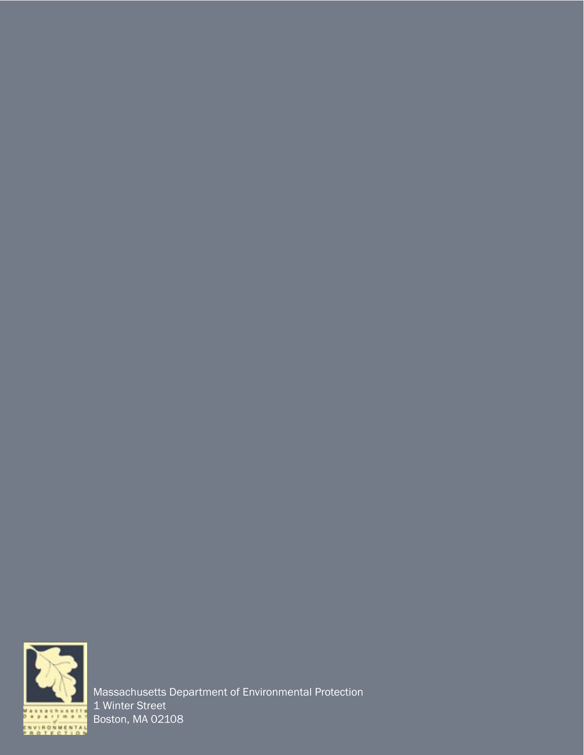Massachusetts Department of Environmental Protection
1 Winter Street
Boston, MA 02108